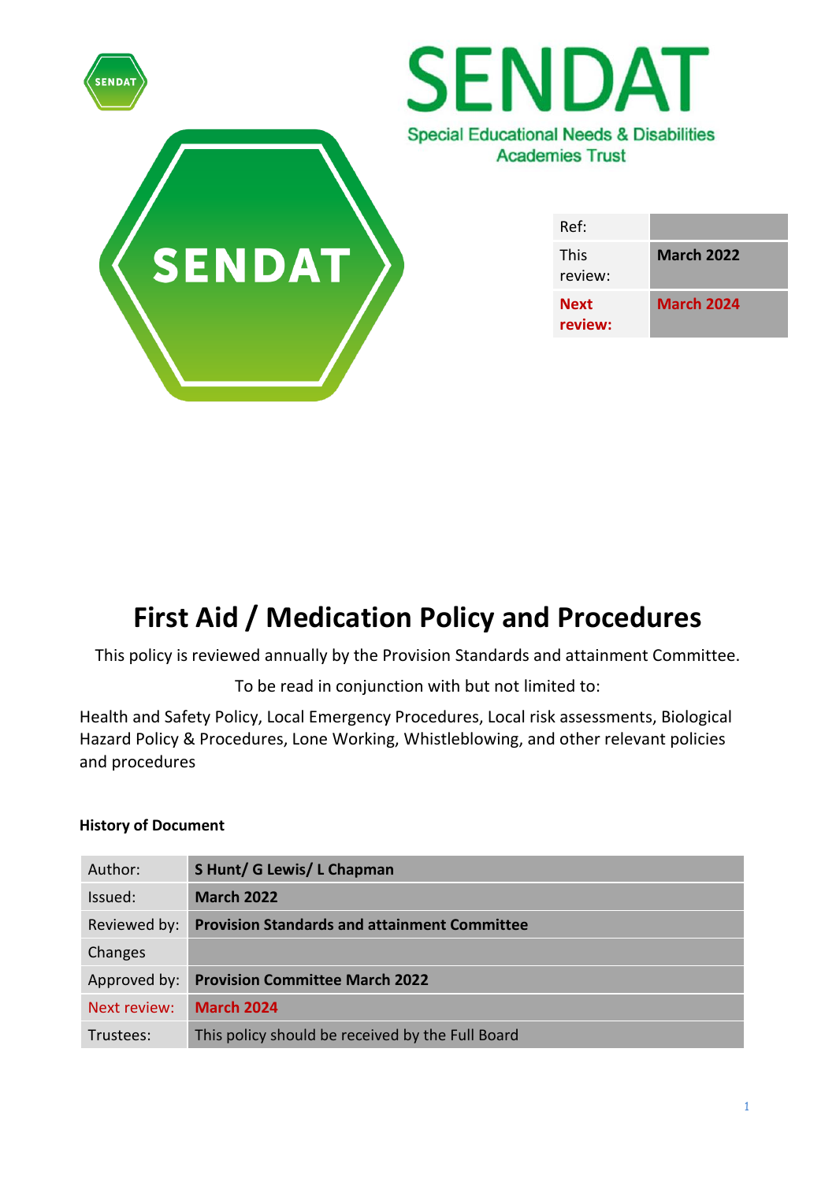SENDAT

Special Educational Needs & Disabilities Academies Trust

| Ref: | |
|---|---|
| This review: | **March 2022** |
| **Next review:** | **March 2024** |

# First Aid / Medication Policy and Procedures

This policy is reviewed annually by the Provision Standards and attainment Committee.

To be read in conjunction with but not limited to:

Health and Safety Policy, Local Emergency Procedures, Local risk assessments, Biological Hazard Policy & Procedures, Lone Working, Whistleblowing, and other relevant policies and procedures

**History of Document**

| Author: | **S Hunt/ G Lewis/ L Chapman** |
|---|---|
| Issued: | **March 2022** |
| Reviewed by: | **Provision Standards and attainment Committee** |
| Changes | |
| Approved by: | **Provision Committee March 2022** |
| Next review: | **March 2024** |
| Trustees: | This policy should be received by the Full Board |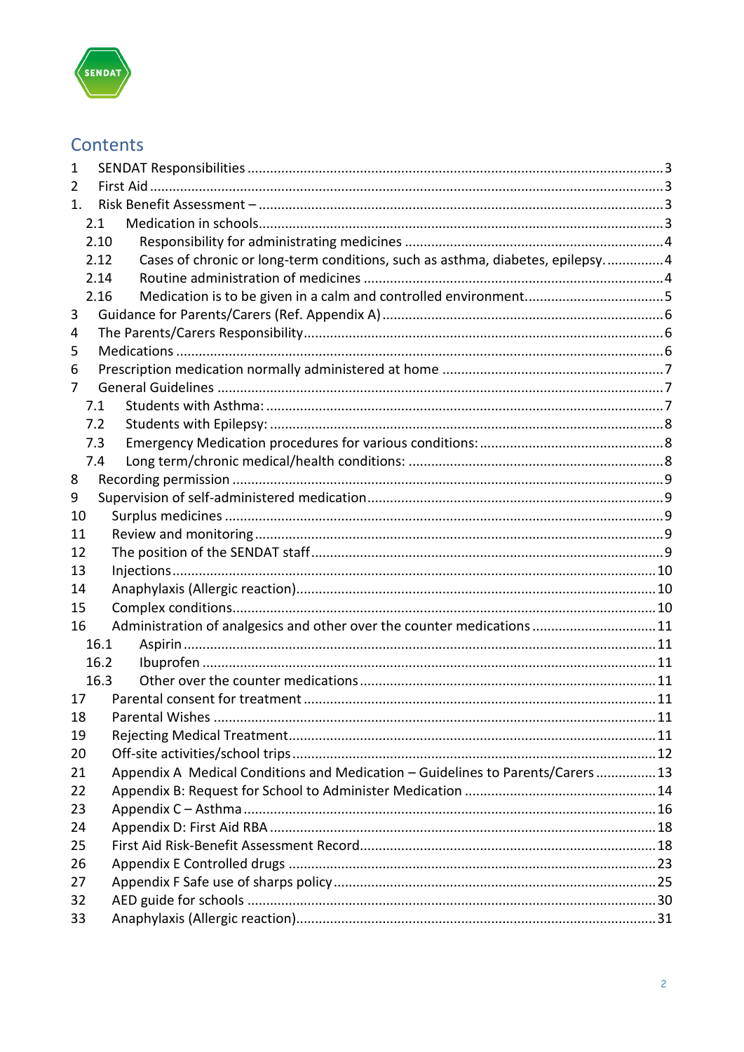## Contents

1 SENDAT Responsibilities ........ 3
2 First Aid ........ 3
1. Risk Benefit Assessment – ........ 3
  2.1 Medication in schools ........ 3
  2.10 Responsibility for administrating medicines ........ 4
  2.12 Cases of chronic or long-term conditions, such as asthma, diabetes, epilepsy. ........ 4
  2.14 Routine administration of medicines ........ 4
  2.16 Medication is to be given in a calm and controlled environment. ........ 5
3 Guidance for Parents/Carers (Ref. Appendix A) ........ 6
4 The Parents/Carers Responsibility ........ 6
5 Medications ........ 6
6 Prescription medication normally administered at home ........ 7
7 General Guidelines ........ 7
  7.1 Students with Asthma: ........ 7
  7.2 Students with Epilepsy: ........ 8
  7.3 Emergency Medication procedures for various conditions: ........ 8
  7.4 Long term/chronic medical/health conditions: ........ 8
8 Recording permission ........ 9
9 Supervision of self-administered medication ........ 9
10 Surplus medicines ........ 9
11 Review and monitoring ........ 9
12 The position of the SENDAT staff ........ 9
13 Injections ........ 10
14 Anaphylaxis (Allergic reaction) ........ 10
15 Complex conditions ........ 10
16 Administration of analgesics and other over the counter medications ........ 11
  16.1 Aspirin ........ 11
  16.2 Ibuprofen ........ 11
  16.3 Other over the counter medications ........ 11
17 Parental consent for treatment ........ 11
18 Parental Wishes ........ 11
19 Rejecting Medical Treatment ........ 11
20 Off-site activities/school trips ........ 12
21 Appendix A Medical Conditions and Medication – Guidelines to Parents/Carers ........ 13
22 Appendix B: Request for School to Administer Medication ........ 14
23 Appendix C – Asthma ........ 16
24 Appendix D: First Aid RBA ........ 18
25 First Aid Risk-Benefit Assessment Record ........ 18
26 Appendix E Controlled drugs ........ 23
27 Appendix F Safe use of sharps policy ........ 25
32 AED guide for schools ........ 30
33 Anaphylaxis (Allergic reaction) ........ 31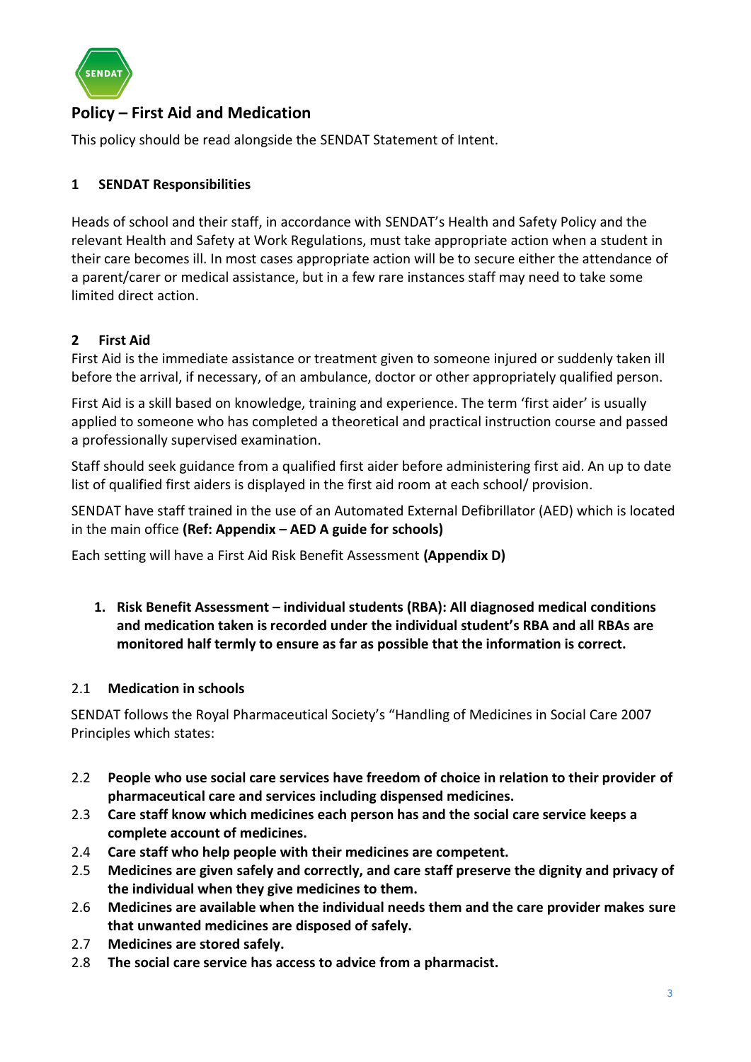SENDAT

## Policy – First Aid and Medication

This policy should be read alongside the SENDAT Statement of Intent.

### 1 SENDAT Responsibilities

Heads of school and their staff, in accordance with SENDAT's Health and Safety Policy and the relevant Health and Safety at Work Regulations, must take appropriate action when a student in their care becomes ill. In most cases appropriate action will be to secure either the attendance of a parent/carer or medical assistance, but in a few rare instances staff may need to take some limited direct action.

### 2 First Aid

First Aid is the immediate assistance or treatment given to someone injured or suddenly taken ill before the arrival, if necessary, of an ambulance, doctor or other appropriately qualified person.

First Aid is a skill based on knowledge, training and experience. The term 'first aider' is usually applied to someone who has completed a theoretical and practical instruction course and passed a professionally supervised examination.

Staff should seek guidance from a qualified first aider before administering first aid. An up to date list of qualified first aiders is displayed in the first aid room at each school/ provision.

SENDAT have staff trained in the use of an Automated External Defibrillator (AED) which is located in the main office **(Ref: Appendix – AED A guide for schools)**

Each setting will have a First Aid Risk Benefit Assessment **(Appendix D)**

1. **Risk Benefit Assessment – individual students (RBA): All diagnosed medical conditions and medication taken is recorded under the individual student's RBA and all RBAs are monitored half termly to ensure as far as possible that the information is correct.**

### 2.1 Medication in schools

SENDAT follows the Royal Pharmaceutical Society's "Handling of Medicines in Social Care 2007 Principles which states:

- 2.2 **People who use social care services have freedom of choice in relation to their provider of pharmaceutical care and services including dispensed medicines.**
- 2.3 **Care staff know which medicines each person has and the social care service keeps a complete account of medicines.**
- 2.4 **Care staff who help people with their medicines are competent.**
- 2.5 **Medicines are given safely and correctly, and care staff preserve the dignity and privacy of the individual when they give medicines to them.**
- 2.6 **Medicines are available when the individual needs them and the care provider makes sure that unwanted medicines are disposed of safely.**
- 2.7 **Medicines are stored safely.**
- 2.8 **The social care service has access to advice from a pharmacist.**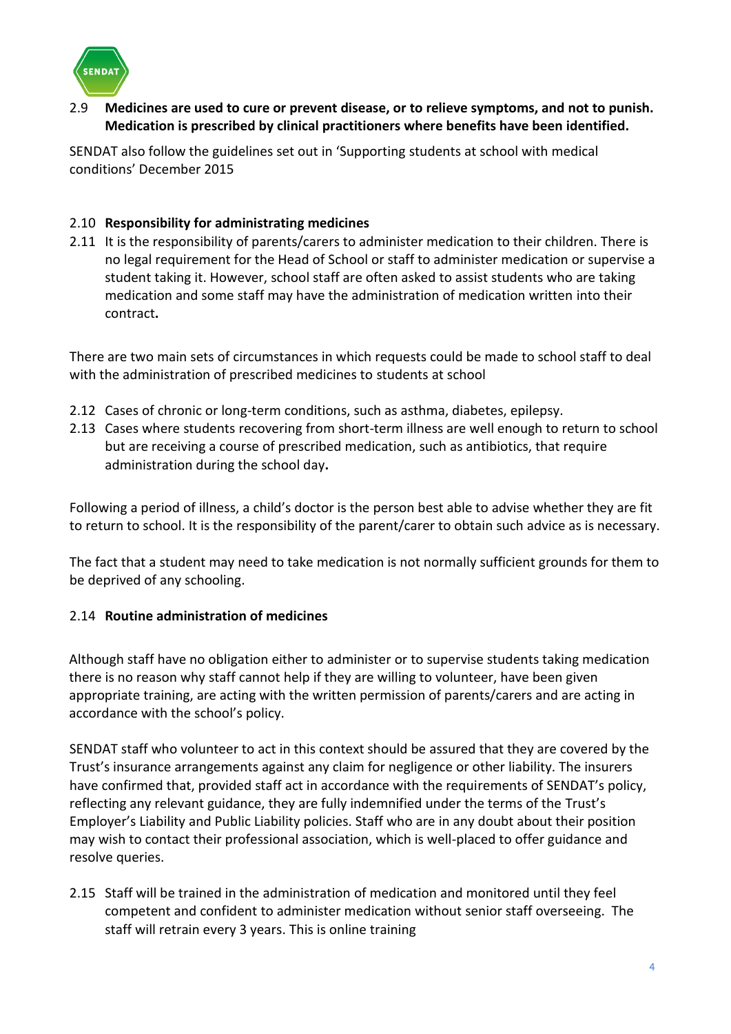2.9 **Medicines are used to cure or prevent disease, or to relieve symptoms, and not to punish. Medication is prescribed by clinical practitioners where benefits have been identified.**

SENDAT also follow the guidelines set out in 'Supporting students at school with medical conditions' December 2015

2.10 **Responsibility for administrating medicines**

2.11 It is the responsibility of parents/carers to administer medication to their children. There is no legal requirement for the Head of School or staff to administer medication or supervise a student taking it. However, school staff are often asked to assist students who are taking medication and some staff may have the administration of medication written into their contract**.**

There are two main sets of circumstances in which requests could be made to school staff to deal with the administration of prescribed medicines to students at school

2.12 Cases of chronic or long-term conditions, such as asthma, diabetes, epilepsy.

2.13 Cases where students recovering from short-term illness are well enough to return to school but are receiving a course of prescribed medication, such as antibiotics, that require administration during the school day**.**

Following a period of illness, a child's doctor is the person best able to advise whether they are fit to return to school. It is the responsibility of the parent/carer to obtain such advice as is necessary.

The fact that a student may need to take medication is not normally sufficient grounds for them to be deprived of any schooling.

2.14 **Routine administration of medicines**

Although staff have no obligation either to administer or to supervise students taking medication there is no reason why staff cannot help if they are willing to volunteer, have been given appropriate training, are acting with the written permission of parents/carers and are acting in accordance with the school's policy.

SENDAT staff who volunteer to act in this context should be assured that they are covered by the Trust's insurance arrangements against any claim for negligence or other liability. The insurers have confirmed that, provided staff act in accordance with the requirements of SENDAT's policy, reflecting any relevant guidance, they are fully indemnified under the terms of the Trust's Employer's Liability and Public Liability policies. Staff who are in any doubt about their position may wish to contact their professional association, which is well-placed to offer guidance and resolve queries.

2.15 Staff will be trained in the administration of medication and monitored until they feel competent and confident to administer medication without senior staff overseeing. The staff will retrain every 3 years. This is online training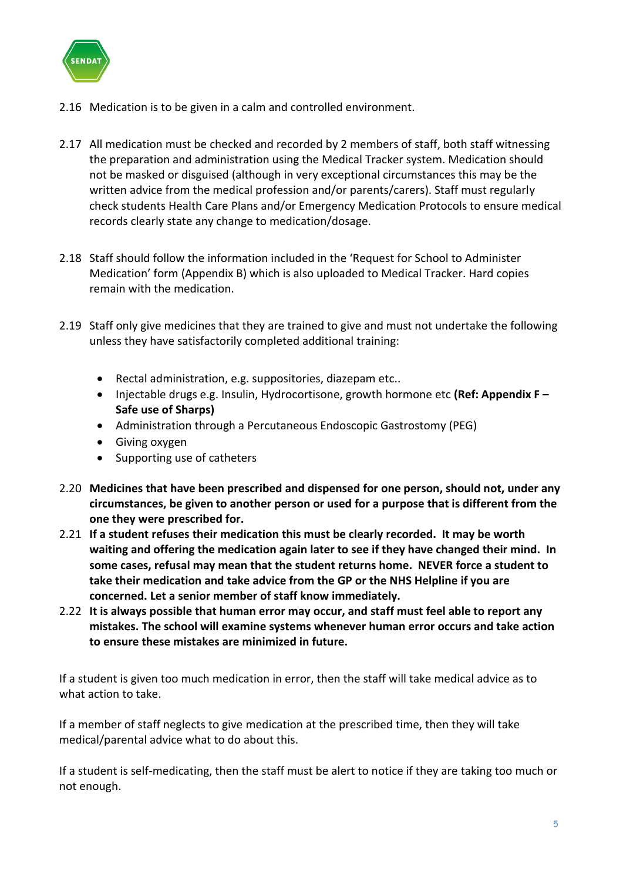2.16 Medication is to be given in a calm and controlled environment.

2.17 All medication must be checked and recorded by 2 members of staff, both staff witnessing the preparation and administration using the Medical Tracker system. Medication should not be masked or disguised (although in very exceptional circumstances this may be the written advice from the medical profession and/or parents/carers). Staff must regularly check students Health Care Plans and/or Emergency Medication Protocols to ensure medical records clearly state any change to medication/dosage.

2.18 Staff should follow the information included in the 'Request for School to Administer Medication' form (Appendix B) which is also uploaded to Medical Tracker. Hard copies remain with the medication.

2.19 Staff only give medicines that they are trained to give and must not undertake the following unless they have satisfactorily completed additional training:

- Rectal administration, e.g. suppositories, diazepam etc..
- Injectable drugs e.g. Insulin, Hydrocortisone, growth hormone etc **(Ref: Appendix F – Safe use of Sharps)**
- Administration through a Percutaneous Endoscopic Gastrostomy (PEG)
- Giving oxygen
- Supporting use of catheters

2.20 **Medicines that have been prescribed and dispensed for one person, should not, under any circumstances, be given to another person or used for a purpose that is different from the one they were prescribed for.**

2.21 **If a student refuses their medication this must be clearly recorded. It may be worth waiting and offering the medication again later to see if they have changed their mind. In some cases, refusal may mean that the student returns home. NEVER force a student to take their medication and take advice from the GP or the NHS Helpline if you are concerned. Let a senior member of staff know immediately.**

2.22 **It is always possible that human error may occur, and staff must feel able to report any mistakes. The school will examine systems whenever human error occurs and take action to ensure these mistakes are minimized in future.**

If a student is given too much medication in error, then the staff will take medical advice as to what action to take.

If a member of staff neglects to give medication at the prescribed time, then they will take medical/parental advice what to do about this.

If a student is self-medicating, then the staff must be alert to notice if they are taking too much or not enough.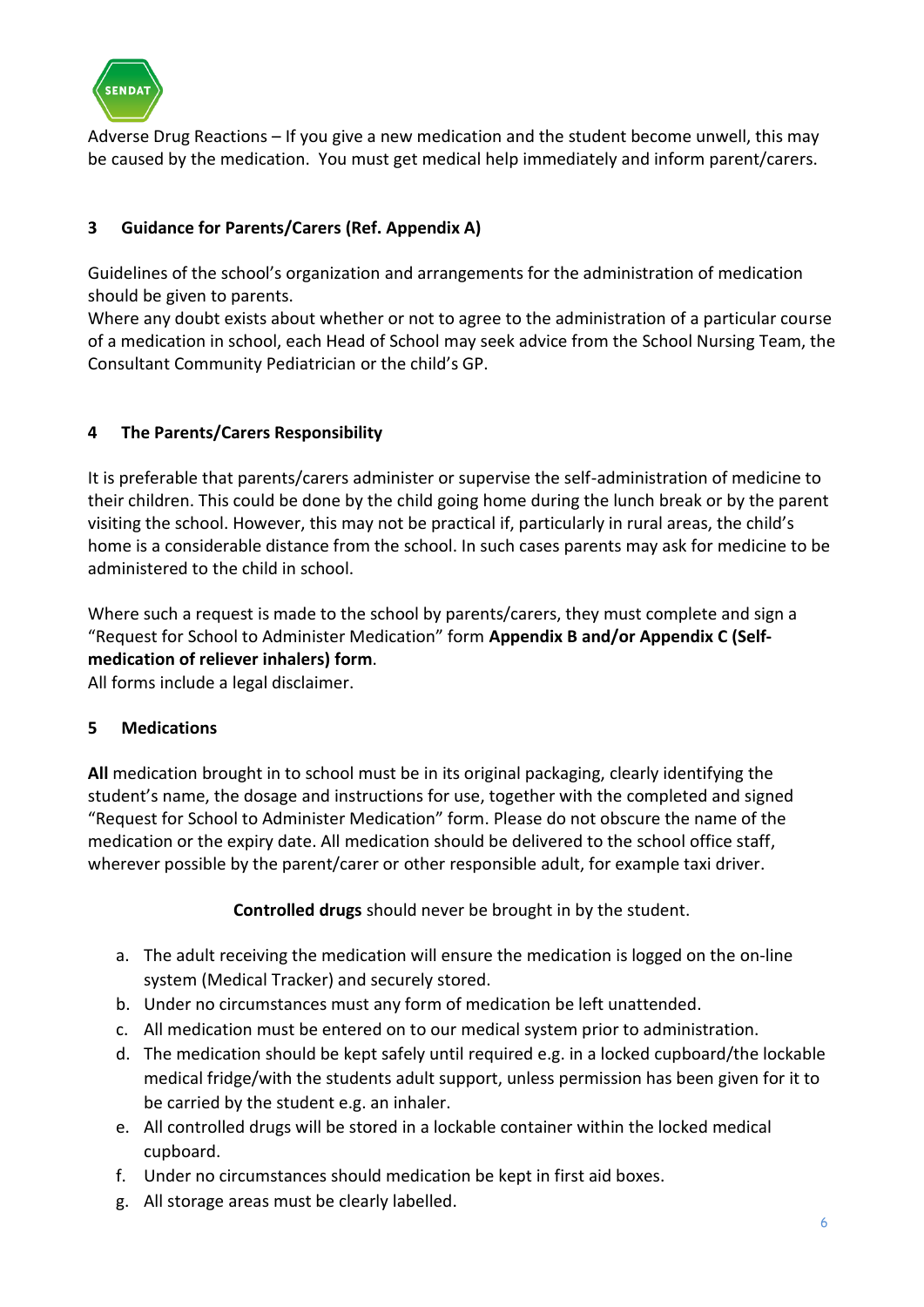Adverse Drug Reactions – If you give a new medication and the student become unwell, this may be caused by the medication. You must get medical help immediately and inform parent/carers.

## 3 Guidance for Parents/Carers (Ref. Appendix A)

Guidelines of the school's organization and arrangements for the administration of medication should be given to parents.
Where any doubt exists about whether or not to agree to the administration of a particular course of a medication in school, each Head of School may seek advice from the School Nursing Team, the Consultant Community Pediatrician or the child's GP.

## 4 The Parents/Carers Responsibility

It is preferable that parents/carers administer or supervise the self-administration of medicine to their children. This could be done by the child going home during the lunch break or by the parent visiting the school. However, this may not be practical if, particularly in rural areas, the child's home is a considerable distance from the school. In such cases parents may ask for medicine to be administered to the child in school.

Where such a request is made to the school by parents/carers, they must complete and sign a "Request for School to Administer Medication" form **Appendix B and/or Appendix C (Self-medication of reliever inhalers) form**.
All forms include a legal disclaimer.

## 5 Medications

**All** medication brought in to school must be in its original packaging, clearly identifying the student's name, the dosage and instructions for use, together with the completed and signed "Request for School to Administer Medication" form. Please do not obscure the name of the medication or the expiry date. All medication should be delivered to the school office staff, wherever possible by the parent/carer or other responsible adult, for example taxi driver.

**Controlled drugs** should never be brought in by the student.

a. The adult receiving the medication will ensure the medication is logged on the on-line system (Medical Tracker) and securely stored.
b. Under no circumstances must any form of medication be left unattended.
c. All medication must be entered on to our medical system prior to administration.
d. The medication should be kept safely until required e.g. in a locked cupboard/the lockable medical fridge/with the students adult support, unless permission has been given for it to be carried by the student e.g. an inhaler.
e. All controlled drugs will be stored in a lockable container within the locked medical cupboard.
f. Under no circumstances should medication be kept in first aid boxes.
g. All storage areas must be clearly labelled.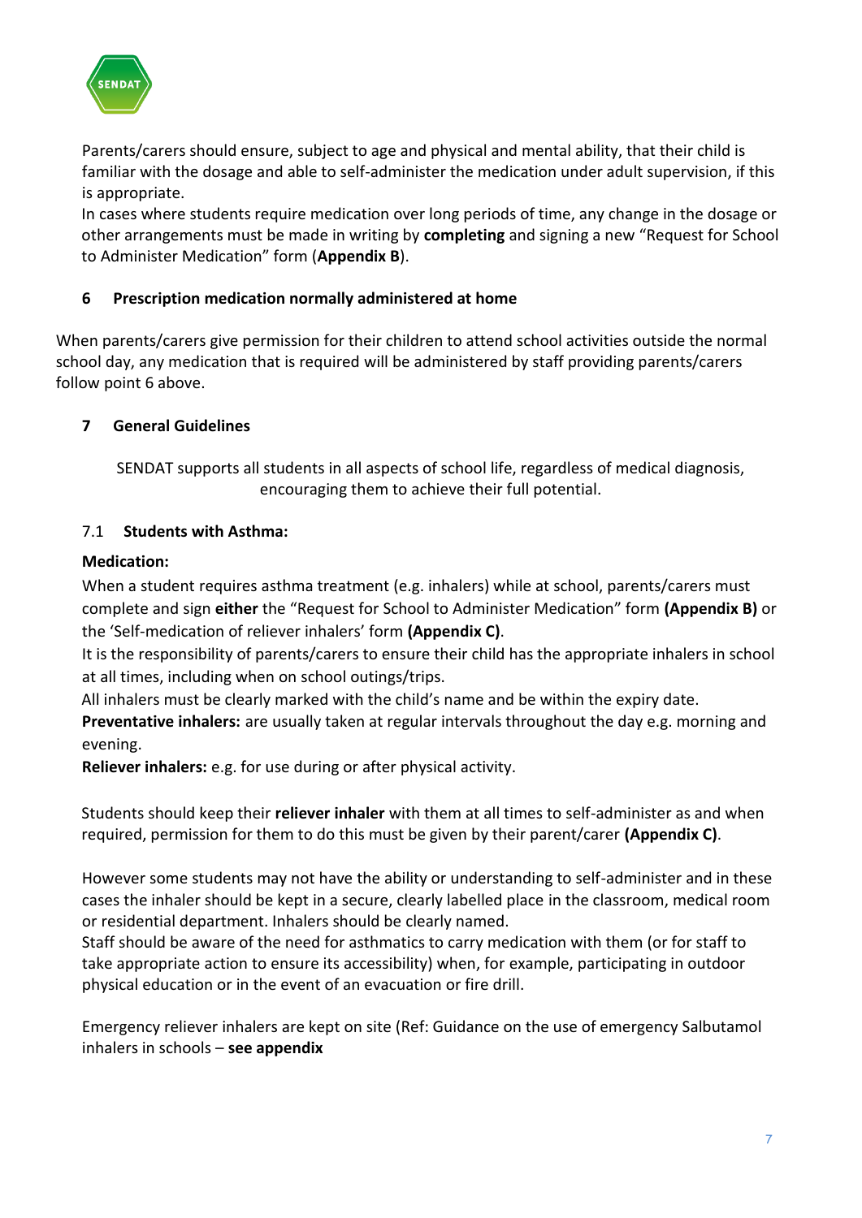Parents/carers should ensure, subject to age and physical and mental ability, that their child is familiar with the dosage and able to self-administer the medication under adult supervision, if this is appropriate.

In cases where students require medication over long periods of time, any change in the dosage or other arrangements must be made in writing by **completing** and signing a new "Request for School to Administer Medication" form (**Appendix B**).

## 6 Prescription medication normally administered at home

When parents/carers give permission for their children to attend school activities outside the normal school day, any medication that is required will be administered by staff providing parents/carers follow point 6 above.

## 7 General Guidelines

SENDAT supports all students in all aspects of school life, regardless of medical diagnosis, encouraging them to achieve their full potential.

### 7.1 Students with Asthma:

**Medication:**

When a student requires asthma treatment (e.g. inhalers) while at school, parents/carers must complete and sign **either** the "Request for School to Administer Medication" form **(Appendix B)** or the 'Self-medication of reliever inhalers' form **(Appendix C)**.

It is the responsibility of parents/carers to ensure their child has the appropriate inhalers in school at all times, including when on school outings/trips.

All inhalers must be clearly marked with the child's name and be within the expiry date.

**Preventative inhalers:** are usually taken at regular intervals throughout the day e.g. morning and evening.

**Reliever inhalers:** e.g. for use during or after physical activity.

Students should keep their **reliever inhaler** with them at all times to self-administer as and when required, permission for them to do this must be given by their parent/carer **(Appendix C)**.

However some students may not have the ability or understanding to self-administer and in these cases the inhaler should be kept in a secure, clearly labelled place in the classroom, medical room or residential department. Inhalers should be clearly named.

Staff should be aware of the need for asthmatics to carry medication with them (or for staff to take appropriate action to ensure its accessibility) when, for example, participating in outdoor physical education or in the event of an evacuation or fire drill.

Emergency reliever inhalers are kept on site (Ref: Guidance on the use of emergency Salbutamol inhalers in schools – **see appendix**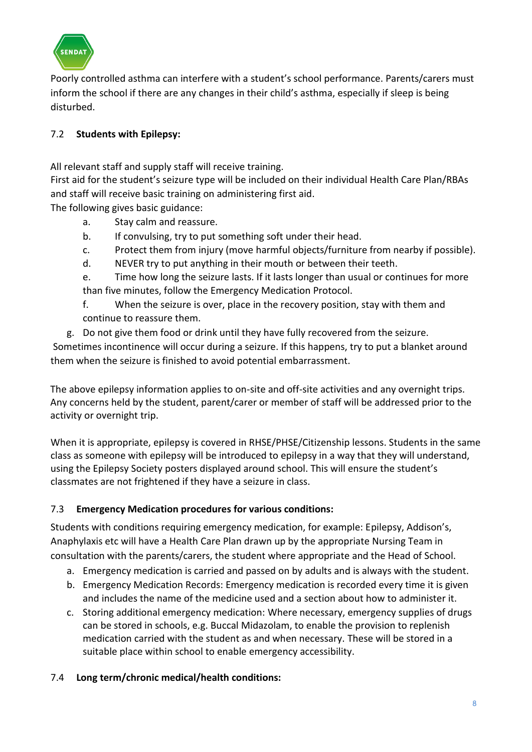Poorly controlled asthma can interfere with a student's school performance. Parents/carers must inform the school if there are any changes in their child's asthma, especially if sleep is being disturbed.

### 7.2 **Students with Epilepsy:**

All relevant staff and supply staff will receive training.
First aid for the student's seizure type will be included on their individual Health Care Plan/RBAs and staff will receive basic training on administering first aid.
The following gives basic guidance:

a. Stay calm and reassure.
b. If convulsing, try to put something soft under their head.
c. Protect them from injury (move harmful objects/furniture from nearby if possible).
d. NEVER try to put anything in their mouth or between their teeth.
e. Time how long the seizure lasts. If it lasts longer than usual or continues for more than five minutes, follow the Emergency Medication Protocol.
f. When the seizure is over, place in the recovery position, stay with them and continue to reassure them.
g. Do not give them food or drink until they have fully recovered from the seizure.

Sometimes incontinence will occur during a seizure. If this happens, try to put a blanket around them when the seizure is finished to avoid potential embarrassment.

The above epilepsy information applies to on-site and off-site activities and any overnight trips. Any concerns held by the student, parent/carer or member of staff will be addressed prior to the activity or overnight trip.

When it is appropriate, epilepsy is covered in RHSE/PHSE/Citizenship lessons. Students in the same class as someone with epilepsy will be introduced to epilepsy in a way that they will understand, using the Epilepsy Society posters displayed around school. This will ensure the student's classmates are not frightened if they have a seizure in class.

### 7.3 **Emergency Medication procedures for various conditions:**

Students with conditions requiring emergency medication, for example: Epilepsy, Addison's, Anaphylaxis etc will have a Health Care Plan drawn up by the appropriate Nursing Team in consultation with the parents/carers, the student where appropriate and the Head of School.

a. Emergency medication is carried and passed on by adults and is always with the student.
b. Emergency Medication Records: Emergency medication is recorded every time it is given and includes the name of the medicine used and a section about how to administer it.
c. Storing additional emergency medication: Where necessary, emergency supplies of drugs can be stored in schools, e.g. Buccal Midazolam, to enable the provision to replenish medication carried with the student as and when necessary. These will be stored in a suitable place within school to enable emergency accessibility.

### 7.4 **Long term/chronic medical/health conditions:**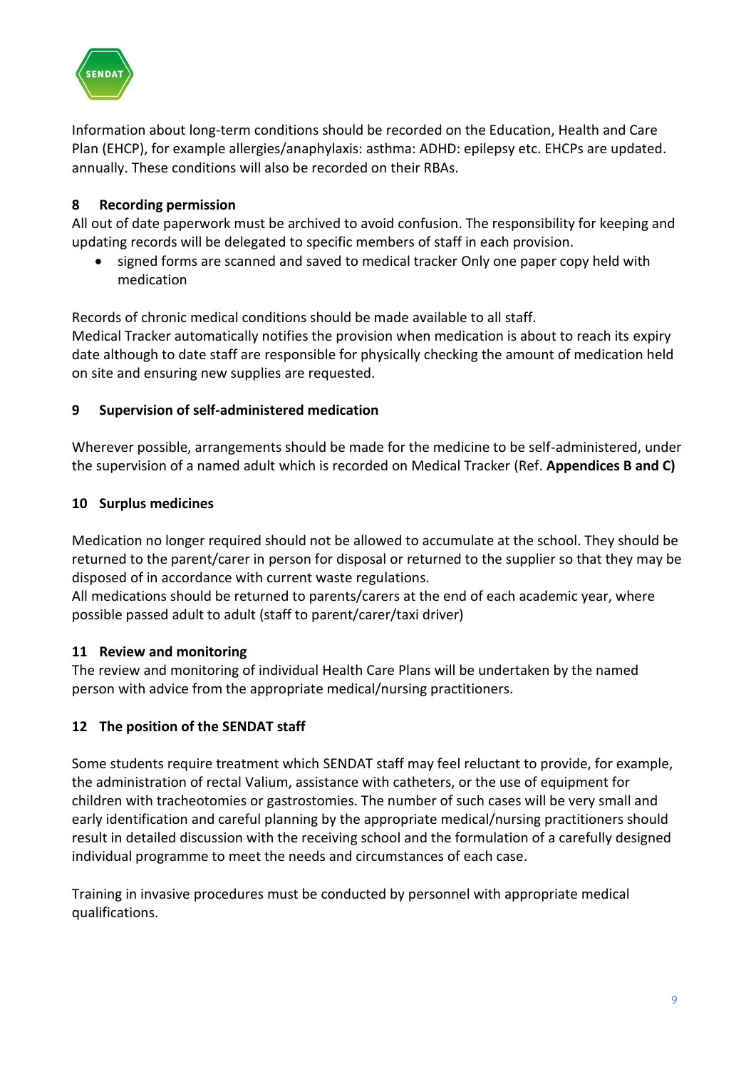Information about long-term conditions should be recorded on the Education, Health and Care Plan (EHCP), for example allergies/anaphylaxis: asthma: ADHD: epilepsy etc. EHCPs are updated. annually. These conditions will also be recorded on their RBAs.

## 8 Recording permission

All out of date paperwork must be archived to avoid confusion. The responsibility for keeping and updating records will be delegated to specific members of staff in each provision.

- signed forms are scanned and saved to medical tracker Only one paper copy held with medication

Records of chronic medical conditions should be made available to all staff.
Medical Tracker automatically notifies the provision when medication is about to reach its expiry date although to date staff are responsible for physically checking the amount of medication held on site and ensuring new supplies are requested.

## 9 Supervision of self-administered medication

Wherever possible, arrangements should be made for the medicine to be self-administered, under the supervision of a named adult which is recorded on Medical Tracker (Ref. **Appendices B and C)**

## 10 Surplus medicines

Medication no longer required should not be allowed to accumulate at the school. They should be returned to the parent/carer in person for disposal or returned to the supplier so that they may be disposed of in accordance with current waste regulations.
All medications should be returned to parents/carers at the end of each academic year, where possible passed adult to adult (staff to parent/carer/taxi driver)

## 11 Review and monitoring

The review and monitoring of individual Health Care Plans will be undertaken by the named person with advice from the appropriate medical/nursing practitioners.

## 12 The position of the SENDAT staff

Some students require treatment which SENDAT staff may feel reluctant to provide, for example, the administration of rectal Valium, assistance with catheters, or the use of equipment for children with tracheotomies or gastrostomies. The number of such cases will be very small and early identification and careful planning by the appropriate medical/nursing practitioners should result in detailed discussion with the receiving school and the formulation of a carefully designed individual programme to meet the needs and circumstances of each case.

Training in invasive procedures must be conducted by personnel with appropriate medical qualifications.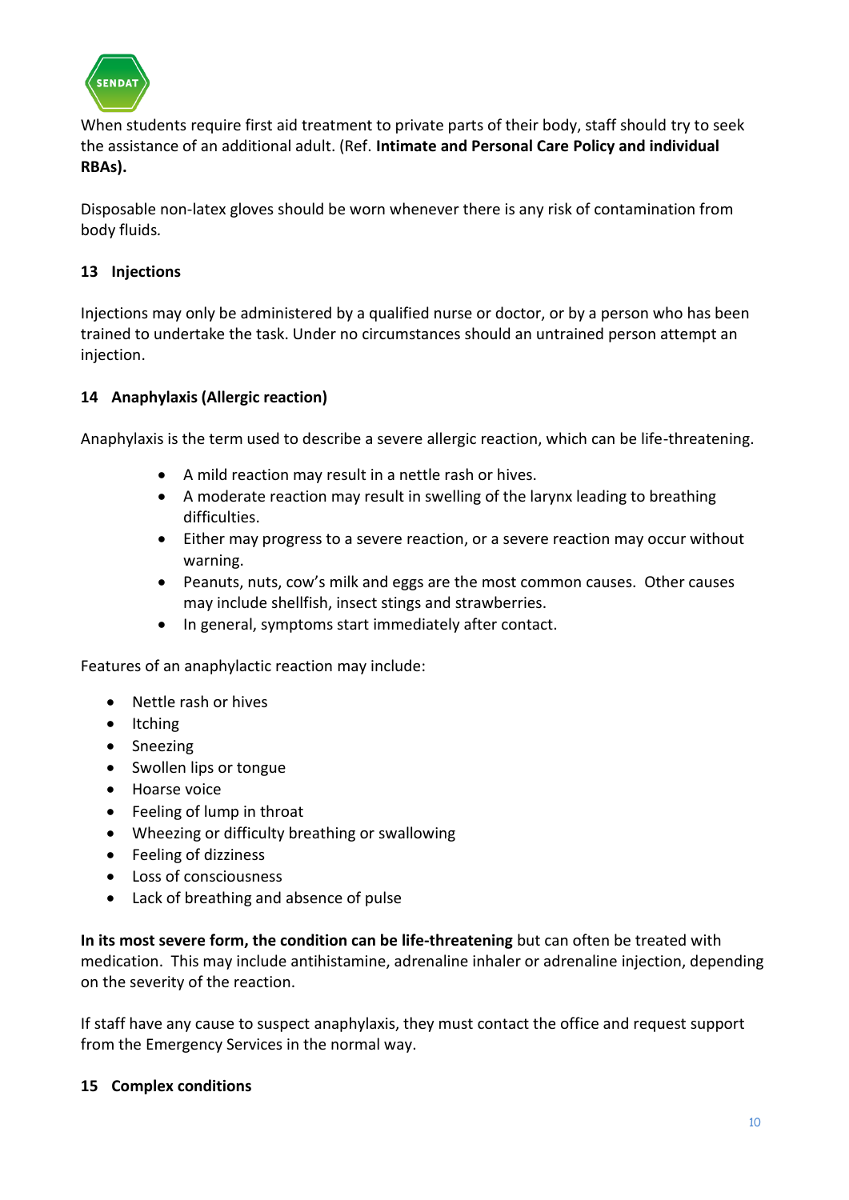When students require first aid treatment to private parts of their body, staff should try to seek the assistance of an additional adult. (Ref. **Intimate and Personal Care Policy and individual RBAs).**

Disposable non-latex gloves should be worn whenever there is any risk of contamination from body fluids.

## 13 Injections

Injections may only be administered by a qualified nurse or doctor, or by a person who has been trained to undertake the task. Under no circumstances should an untrained person attempt an injection.

## 14 Anaphylaxis (Allergic reaction)

Anaphylaxis is the term used to describe a severe allergic reaction, which can be life-threatening.

- A mild reaction may result in a nettle rash or hives.
- A moderate reaction may result in swelling of the larynx leading to breathing difficulties.
- Either may progress to a severe reaction, or a severe reaction may occur without warning.
- Peanuts, nuts, cow's milk and eggs are the most common causes. Other causes may include shellfish, insect stings and strawberries.
- In general, symptoms start immediately after contact.

Features of an anaphylactic reaction may include:

- Nettle rash or hives
- Itching
- Sneezing
- Swollen lips or tongue
- Hoarse voice
- Feeling of lump in throat
- Wheezing or difficulty breathing or swallowing
- Feeling of dizziness
- Loss of consciousness
- Lack of breathing and absence of pulse

**In its most severe form, the condition can be life-threatening** but can often be treated with medication. This may include antihistamine, adrenaline inhaler or adrenaline injection, depending on the severity of the reaction.

If staff have any cause to suspect anaphylaxis, they must contact the office and request support from the Emergency Services in the normal way.

## 15 Complex conditions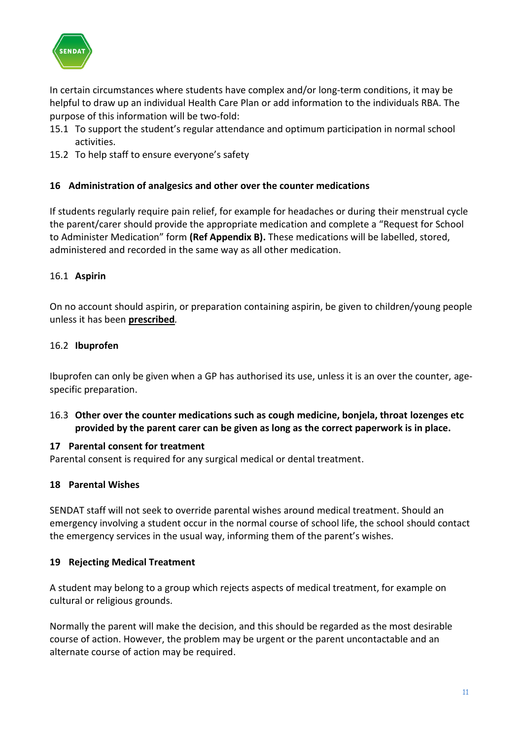In certain circumstances where students have complex and/or long-term conditions, it may be helpful to draw up an individual Health Care Plan or add information to the individuals RBA. The purpose of this information will be two-fold:

15.1 To support the student's regular attendance and optimum participation in normal school activities.

15.2 To help staff to ensure everyone's safety

## 16 Administration of analgesics and other over the counter medications

If students regularly require pain relief, for example for headaches or during their menstrual cycle the parent/carer should provide the appropriate medication and complete a "Request for School to Administer Medication" form **(Ref Appendix B).** These medications will be labelled, stored, administered and recorded in the same way as all other medication.

### 16.1 Aspirin

On no account should aspirin, or preparation containing aspirin, be given to children/young people unless it has been **prescribed**.

### 16.2 Ibuprofen

Ibuprofen can only be given when a GP has authorised its use, unless it is an over the counter, age-specific preparation.

### 16.3 Other over the counter medications such as cough medicine, bonjela, throat lozenges etc provided by the parent carer can be given as long as the correct paperwork is in place.

## 17 Parental consent for treatment

Parental consent is required for any surgical medical or dental treatment.

## 18 Parental Wishes

SENDAT staff will not seek to override parental wishes around medical treatment. Should an emergency involving a student occur in the normal course of school life, the school should contact the emergency services in the usual way, informing them of the parent's wishes.

## 19 Rejecting Medical Treatment

A student may belong to a group which rejects aspects of medical treatment, for example on cultural or religious grounds.

Normally the parent will make the decision, and this should be regarded as the most desirable course of action. However, the problem may be urgent or the parent uncontactable and an alternate course of action may be required.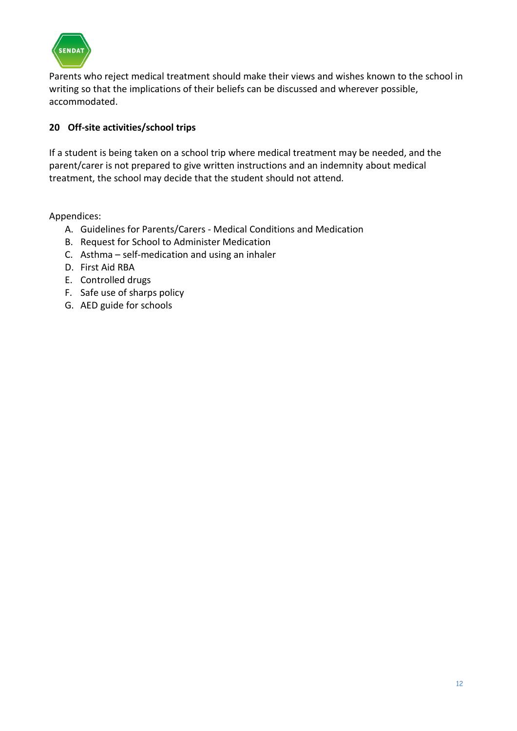Parents who reject medical treatment should make their views and wishes known to the school in writing so that the implications of their beliefs can be discussed and wherever possible, accommodated.

## 20 Off-site activities/school trips

If a student is being taken on a school trip where medical treatment may be needed, and the parent/carer is not prepared to give written instructions and an indemnity about medical treatment, the school may decide that the student should not attend.

Appendices:

A. Guidelines for Parents/Carers - Medical Conditions and Medication
B. Request for School to Administer Medication
C. Asthma – self-medication and using an inhaler
D. First Aid RBA
E. Controlled drugs
F. Safe use of sharps policy
G. AED guide for schools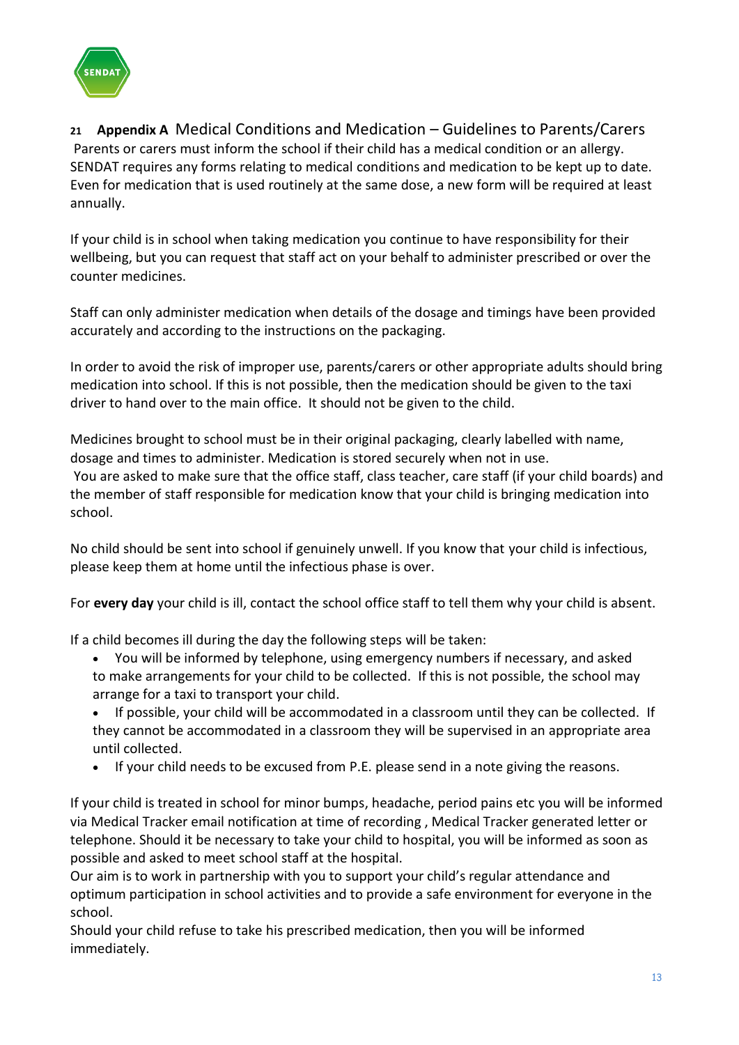## 21 **Appendix A** Medical Conditions and Medication – Guidelines to Parents/Carers

Parents or carers must inform the school if their child has a medical condition or an allergy. SENDAT requires any forms relating to medical conditions and medication to be kept up to date. Even for medication that is used routinely at the same dose, a new form will be required at least annually.

If your child is in school when taking medication you continue to have responsibility for their wellbeing, but you can request that staff act on your behalf to administer prescribed or over the counter medicines.

Staff can only administer medication when details of the dosage and timings have been provided accurately and according to the instructions on the packaging.

In order to avoid the risk of improper use, parents/carers or other appropriate adults should bring medication into school. If this is not possible, then the medication should be given to the taxi driver to hand over to the main office. It should not be given to the child.

Medicines brought to school must be in their original packaging, clearly labelled with name, dosage and times to administer. Medication is stored securely when not in use.
You are asked to make sure that the office staff, class teacher, care staff (if your child boards) and the member of staff responsible for medication know that your child is bringing medication into school.

No child should be sent into school if genuinely unwell. If you know that your child is infectious, please keep them at home until the infectious phase is over.

For **every day** your child is ill, contact the school office staff to tell them why your child is absent.

If a child becomes ill during the day the following steps will be taken:

- You will be informed by telephone, using emergency numbers if necessary, and asked to make arrangements for your child to be collected. If this is not possible, the school may arrange for a taxi to transport your child.
- If possible, your child will be accommodated in a classroom until they can be collected. If they cannot be accommodated in a classroom they will be supervised in an appropriate area until collected.
- If your child needs to be excused from P.E. please send in a note giving the reasons.

If your child is treated in school for minor bumps, headache, period pains etc you will be informed via Medical Tracker email notification at time of recording , Medical Tracker generated letter or telephone. Should it be necessary to take your child to hospital, you will be informed as soon as possible and asked to meet school staff at the hospital.
Our aim is to work in partnership with you to support your child's regular attendance and optimum participation in school activities and to provide a safe environment for everyone in the school.
Should your child refuse to take his prescribed medication, then you will be informed immediately.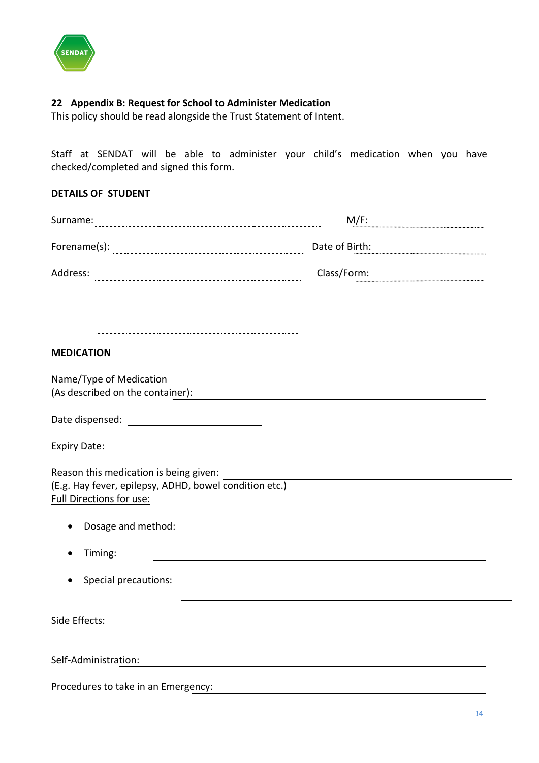## 22 Appendix B: Request for School to Administer Medication

This policy should be read alongside the Trust Statement of Intent.

Staff at SENDAT will be able to administer your child's medication when you have checked/completed and signed this form.

**DETAILS OF STUDENT**

Surname: ........................................................................ M/F: ..........................

Forename(s): ........................................................ Date of Birth: ..........................

Address: ........................................................ Class/Form: ..........................

........................................................

........................................................

**MEDICATION**

Name/Type of Medication
(As described on the container): ________________________________

Date dispensed: ____________________

Expiry Date: ____________________

Reason this medication is being given: ________________________________
(E.g. Hay fever, epilepsy, ADHD, bowel condition etc.)

Full Directions for use:

- Dosage and method: ________________________________
- Timing: ________________________________
- Special precautions: ________________________________

Side Effects: ________________________________

Self-Administration: ________________________________

Procedures to take in an Emergency: ________________________________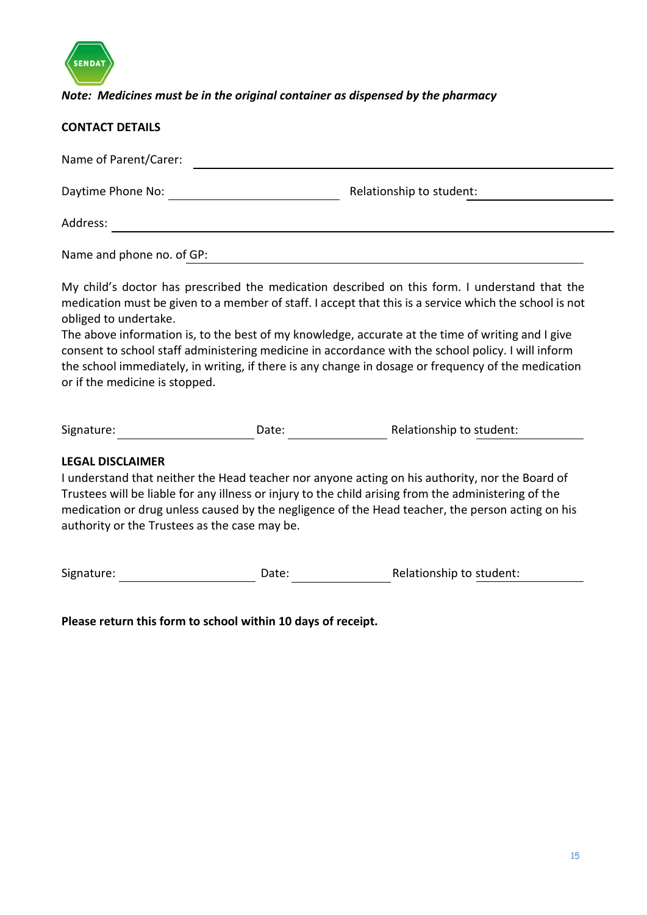*Note: Medicines must be in the original container as dispensed by the pharmacy*

**CONTACT DETAILS**

Name of Parent/Carer: \_\_\_\_\_\_\_\_\_\_\_\_\_\_\_\_\_\_\_\_\_\_\_\_\_\_\_\_\_\_\_\_\_\_\_\_\_\_\_\_

Daytime Phone No: \_\_\_\_\_\_\_\_\_\_\_\_\_\_\_\_\_\_\_\_ Relationship to student: \_\_\_\_\_\_\_\_\_\_\_\_\_\_\_\_

Address: \_\_\_\_\_\_\_\_\_\_\_\_\_\_\_\_\_\_\_\_\_\_\_\_\_\_\_\_\_\_\_\_\_\_\_\_\_\_\_\_\_\_\_\_\_\_\_\_

Name and phone no. of GP: \_\_\_\_\_\_\_\_\_\_\_\_\_\_\_\_\_\_\_\_\_\_\_\_\_\_\_\_\_\_\_\_\_\_\_\_

My child's doctor has prescribed the medication described on this form. I understand that the medication must be given to a member of staff. I accept that this is a service which the school is not obliged to undertake.

The above information is, to the best of my knowledge, accurate at the time of writing and I give consent to school staff administering medicine in accordance with the school policy. I will inform the school immediately, in writing, if there is any change in dosage or frequency of the medication or if the medicine is stopped.

Signature: \_\_\_\_\_\_\_\_\_\_\_\_\_\_\_\_ Date: \_\_\_\_\_\_\_\_\_\_\_\_ Relationship to student: \_\_\_\_\_\_\_\_\_\_\_\_

**LEGAL DISCLAIMER**

I understand that neither the Head teacher nor anyone acting on his authority, nor the Board of Trustees will be liable for any illness or injury to the child arising from the administering of the medication or drug unless caused by the negligence of the Head teacher, the person acting on his authority or the Trustees as the case may be.

Signature: \_\_\_\_\_\_\_\_\_\_\_\_\_\_\_\_ Date: \_\_\_\_\_\_\_\_\_\_\_\_ Relationship to student: \_\_\_\_\_\_\_\_\_\_\_\_

**Please return this form to school within 10 days of receipt.**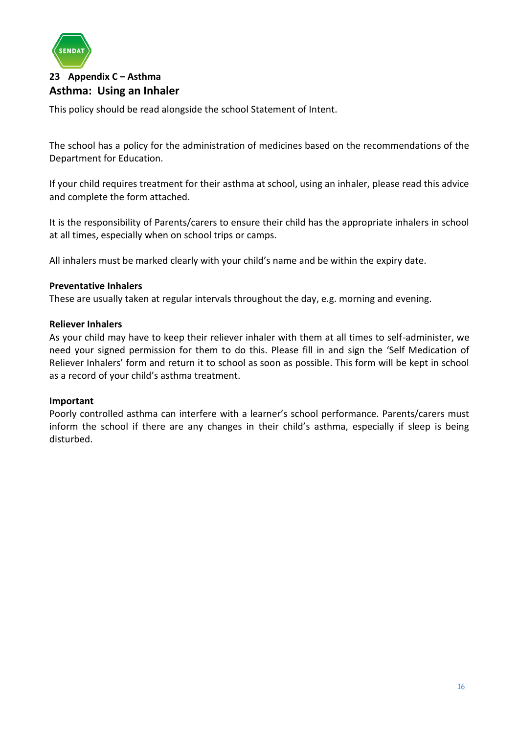## 23 Appendix C – Asthma

## Asthma: Using an Inhaler

This policy should be read alongside the school Statement of Intent.

The school has a policy for the administration of medicines based on the recommendations of the Department for Education.

If your child requires treatment for their asthma at school, using an inhaler, please read this advice and complete the form attached.

It is the responsibility of Parents/carers to ensure their child has the appropriate inhalers in school at all times, especially when on school trips or camps.

All inhalers must be marked clearly with your child's name and be within the expiry date.

**Preventative Inhalers**
These are usually taken at regular intervals throughout the day, e.g. morning and evening.

**Reliever Inhalers**
As your child may have to keep their reliever inhaler with them at all times to self-administer, we need your signed permission for them to do this. Please fill in and sign the 'Self Medication of Reliever Inhalers' form and return it to school as soon as possible. This form will be kept in school as a record of your child's asthma treatment.

**Important**
Poorly controlled asthma can interfere with a learner's school performance. Parents/carers must inform the school if there are any changes in their child's asthma, especially if sleep is being disturbed.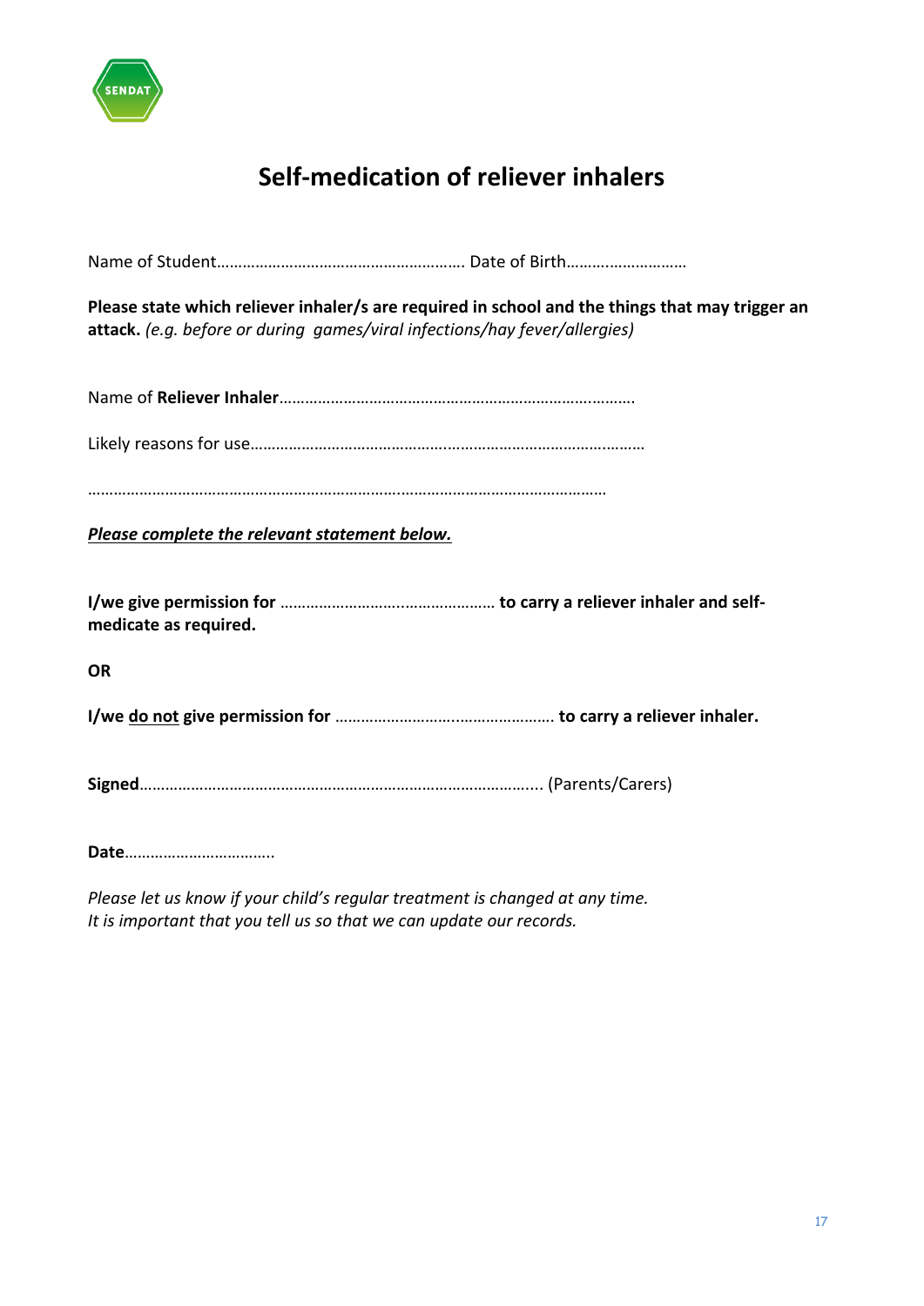# Self-medication of reliever inhalers

Name of Student…………………………………………………. Date of Birth………………………

**Please state which reliever inhaler/s are required in school and the things that may trigger an attack.** *(e.g. before or during games/viral infections/hay fever/allergies)*

Name of **Reliever Inhaler**……………………………………………………………………….

Likely reasons for use……………………………………………………………………………

…………………………………………………………………………………………………………

***Please complete the relevant statement below.***

**I/we give permission for** ………………………………………… **to carry a reliever inhaler and self-medicate as required.**

**OR**

**I/we <u>do not</u> give permission for** ………………………………………… **to carry a reliever inhaler.**

**Signed**…………………………………………………………………………….... (Parents/Carers)

**Date**……………………………..

*Please let us know if your child's regular treatment is changed at any time.*
*It is important that you tell us so that we can update our records.*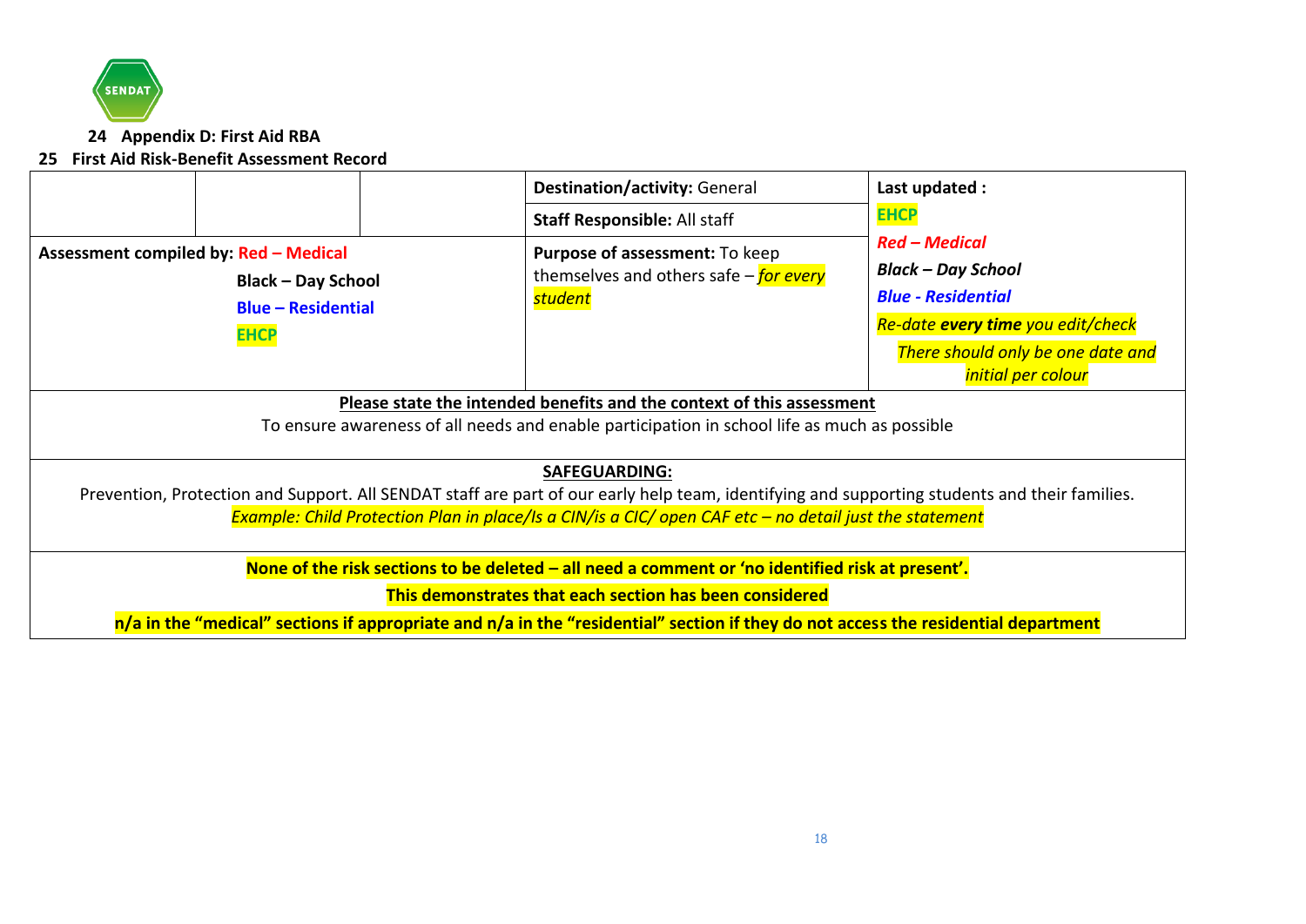## 24 Appendix D: First Aid RBA

## 25 First Aid Risk-Benefit Assessment Record

| | | | | |
|---|---|---|---|---|
| | | | **Destination/activity:** General<br>**Staff Responsible:** All staff | **Last updated :**<br>**EHCP** |
| **Assessment compiled by: Red – Medical**<br>**Black – Day School**<br>**Blue – Residential**<br>**EHCP** | | | **Purpose of assessment:** To keep themselves and others safe – *for every student* | ***Red – Medical***<br>***Black – Day School***<br>***Blue - Residential***<br>*Re-date **every time** you edit/check*<br>*There should only be one date and initial per colour* |
| **Please state the intended benefits and the context of this assessment**<br>To ensure awareness of all needs and enable participation in school life as much as possible | | | | |
| **SAFEGUARDING:**<br>Prevention, Protection and Support. All SENDAT staff are part of our early help team, identifying and supporting students and their families.<br>*Example: Child Protection Plan in place/Is a CIN/is a CIC/ open CAF etc – no detail just the statement* | | | | |
| **None of the risk sections to be deleted – all need a comment or 'no identified risk at present'.**<br>**This demonstrates that each section has been considered**<br>**n/a in the "medical" sections if appropriate and n/a in the "residential" section if they do not access the residential department** | | | | |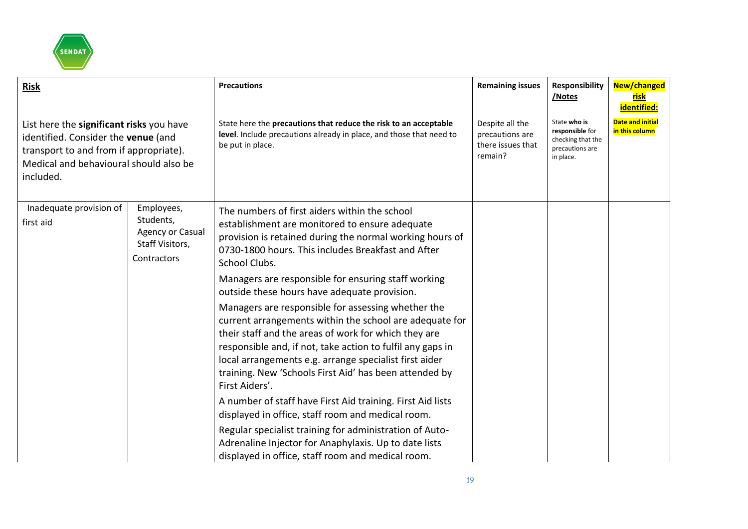| **Risk** | | **Precautions** | **Remaining issues** | **Responsibility /Notes** | **New/changed risk identified:** |
|---|---|---|---|---|---|
| List here the **significant risks** you have identified. Consider the **venue** (and transport to and from if appropriate). Medical and behavioural should also be included. | | State here the **precautions that reduce the risk to an acceptable level**. Include precautions already in place, and those that need to be put in place. | Despite all the precautions are there issues that remain? | State **who is responsible** for checking that the precautions are in place. | **Date and initial in this column** |
| Inadequate provision of first aid | Employees, Students, Agency or Casual Staff Visitors, Contractors | The numbers of first aiders within the school establishment are monitored to ensure adequate provision is retained during the normal working hours of 0730-1800 hours. This includes Breakfast and After School Clubs.<br><br>Managers are responsible for ensuring staff working outside these hours have adequate provision.<br><br>Managers are responsible for assessing whether the current arrangements within the school are adequate for their staff and the areas of work for which they are responsible and, if not, take action to fulfil any gaps in local arrangements e.g. arrange specialist first aider training. New 'Schools First Aid' has been attended by First Aiders'.<br><br>A number of staff have First Aid training. First Aid lists displayed in office, staff room and medical room.<br><br>Regular specialist training for administration of Auto-Adrenaline Injector for Anaphylaxis. Up to date lists displayed in office, staff room and medical room. | | | |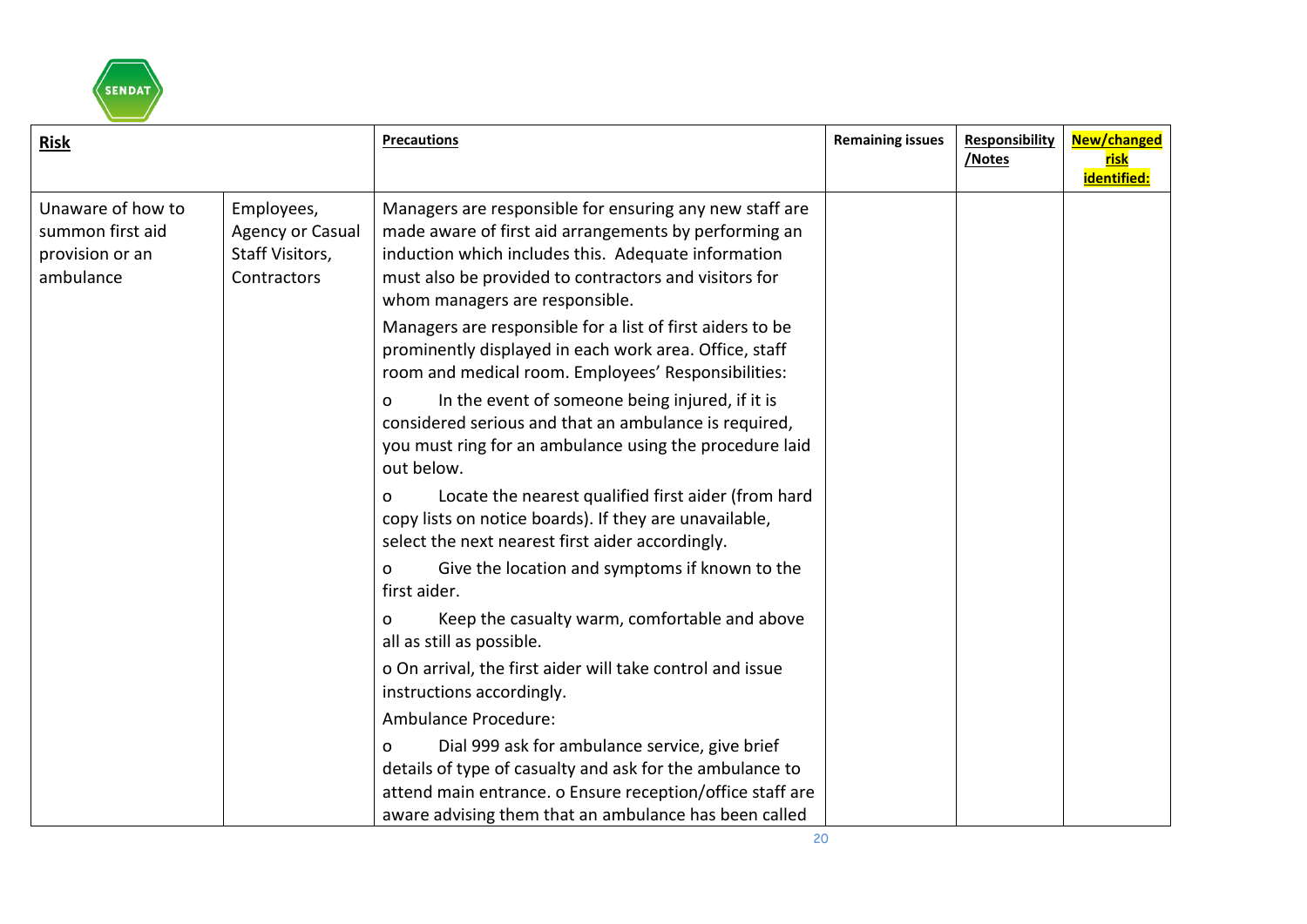| **Risk** | | **Precautions** | **Remaining issues** | **Responsibility /Notes** | **New/changed risk identified:** |
|---|---|---|---|---|---|
| Unaware of how to summon first aid provision or an ambulance | Employees, Agency or Casual Staff Visitors, Contractors | Managers are responsible for ensuring any new staff are made aware of first aid arrangements by performing an induction which includes this. Adequate information must also be provided to contractors and visitors for whom managers are responsible.<br><br>Managers are responsible for a list of first aiders to be prominently displayed in each work area. Office, staff room and medical room. Employees' Responsibilities:<br><br>o In the event of someone being injured, if it is considered serious and that an ambulance is required, you must ring for an ambulance using the procedure laid out below.<br><br>o Locate the nearest qualified first aider (from hard copy lists on notice boards). If they are unavailable, select the next nearest first aider accordingly.<br><br>o Give the location and symptoms if known to the first aider.<br><br>o Keep the casualty warm, comfortable and above all as still as possible.<br><br>o On arrival, the first aider will take control and issue instructions accordingly.<br><br>Ambulance Procedure:<br><br>o Dial 999 ask for ambulance service, give brief details of type of casualty and ask for the ambulance to attend main entrance. o Ensure reception/office staff are aware advising them that an ambulance has been called | | | |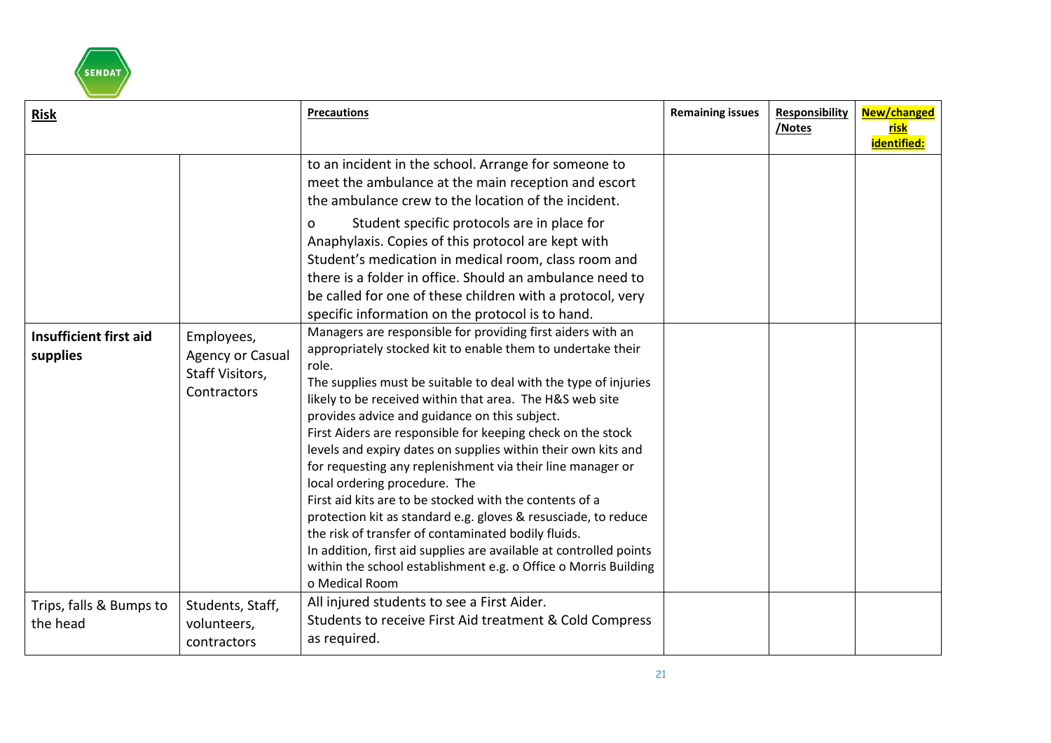| **Risk** | | **Precautions** | **Remaining issues** | **Responsibility /Notes** | **New/changed risk identified:** |
|---|---|---|---|---|---|
| | | to an incident in the school. Arrange for someone to meet the ambulance at the main reception and escort the ambulance crew to the location of the incident.<br>o Student specific protocols are in place for Anaphylaxis. Copies of this protocol are kept with Student's medication in medical room, class room and there is a folder in office. Should an ambulance need to be called for one of these children with a protocol, very specific information on the protocol is to hand. | | | |
| **Insufficient first aid supplies** | Employees, Agency or Casual Staff Visitors, Contractors | Managers are responsible for providing first aiders with an appropriately stocked kit to enable them to undertake their role.<br>The supplies must be suitable to deal with the type of injuries likely to be received within that area. The H&S web site provides advice and guidance on this subject.<br>First Aiders are responsible for keeping check on the stock levels and expiry dates on supplies within their own kits and for requesting any replenishment via their line manager or local ordering procedure. The<br>First aid kits are to be stocked with the contents of a protection kit as standard e.g. gloves & resusciade, to reduce the risk of transfer of contaminated bodily fluids.<br>In addition, first aid supplies are available at controlled points within the school establishment e.g. o Office o Morris Building o Medical Room | | | |
| Trips, falls & Bumps to the head | Students, Staff, volunteers, contractors | All injured students to see a First Aider.<br>Students to receive First Aid treatment & Cold Compress as required. | | | |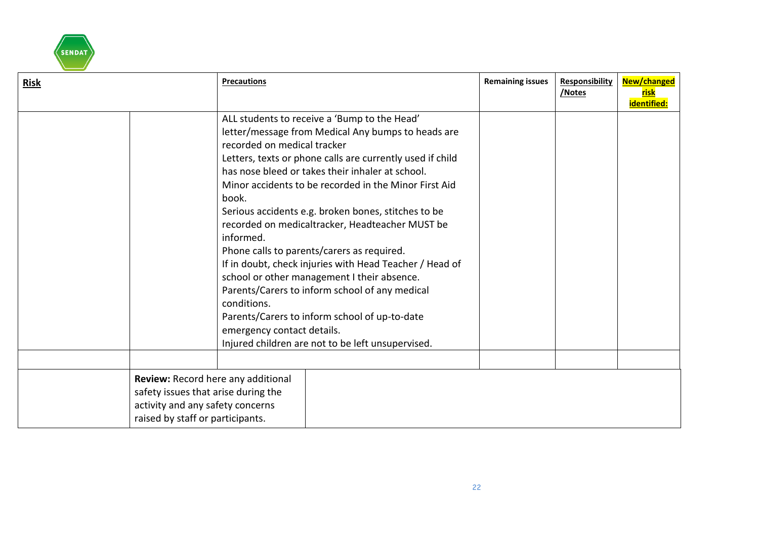| **Risk** | | **Precautions** | **Remaining issues** | **Responsibility /Notes** | **New/changed risk identified:** |
|---|---|---|---|---|---|
| | | ALL students to receive a 'Bump to the Head' letter/message from Medical Any bumps to heads are recorded on medical tracker<br>Letters, texts or phone calls are currently used if child has nose bleed or takes their inhaler at school.<br>Minor accidents to be recorded in the Minor First Aid book.<br>Serious accidents e.g. broken bones, stitches to be recorded on medicaltracker, Headteacher MUST be informed.<br>Phone calls to parents/carers as required.<br>If in doubt, check injuries with Head Teacher / Head of school or other management I their absence.<br>Parents/Carers to inform school of any medical conditions.<br>Parents/Carers to inform school of up-to-date emergency contact details.<br>Injured children are not to be left unsupervised. | | | |
| | | | | | |
| | **Review:** Record here any additional safety issues that arise during the activity and any safety concerns raised by staff or participants. | | | | |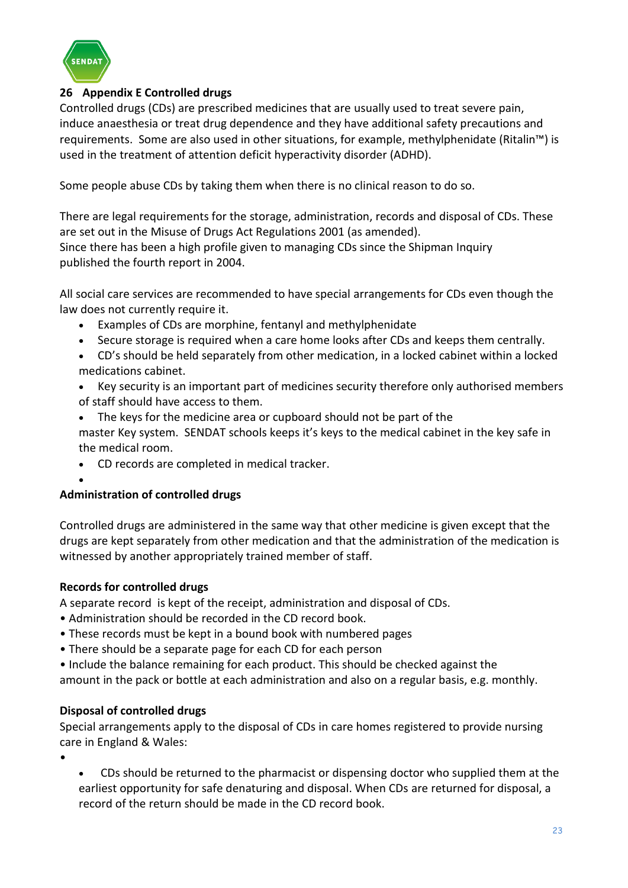## 26 Appendix E Controlled drugs

Controlled drugs (CDs) are prescribed medicines that are usually used to treat severe pain, induce anaesthesia or treat drug dependence and they have additional safety precautions and requirements. Some are also used in other situations, for example, methylphenidate (Ritalin™) is used in the treatment of attention deficit hyperactivity disorder (ADHD).

Some people abuse CDs by taking them when there is no clinical reason to do so.

There are legal requirements for the storage, administration, records and disposal of CDs. These are set out in the Misuse of Drugs Act Regulations 2001 (as amended).
Since there has been a high profile given to managing CDs since the Shipman Inquiry published the fourth report in 2004.

All social care services are recommended to have special arrangements for CDs even though the law does not currently require it.

- Examples of CDs are morphine, fentanyl and methylphenidate
- Secure storage is required when a care home looks after CDs and keeps them centrally.
- CD's should be held separately from other medication, in a locked cabinet within a locked medications cabinet.
- Key security is an important part of medicines security therefore only authorised members of staff should have access to them.
- The keys for the medicine area or cupboard should not be part of the master Key system. SENDAT schools keeps it's keys to the medical cabinet in the key safe in the medical room.
- CD records are completed in medical tracker.

**Administration of controlled drugs**

Controlled drugs are administered in the same way that other medicine is given except that the drugs are kept separately from other medication and that the administration of the medication is witnessed by another appropriately trained member of staff.

**Records for controlled drugs**

A separate record is kept of the receipt, administration and disposal of CDs.

- Administration should be recorded in the CD record book.
- These records must be kept in a bound book with numbered pages
- There should be a separate page for each CD for each person
- Include the balance remaining for each product. This should be checked against the amount in the pack or bottle at each administration and also on a regular basis, e.g. monthly.

**Disposal of controlled drugs**

Special arrangements apply to the disposal of CDs in care homes registered to provide nursing care in England & Wales:

- CDs should be returned to the pharmacist or dispensing doctor who supplied them at the earliest opportunity for safe denaturing and disposal. When CDs are returned for disposal, a record of the return should be made in the CD record book.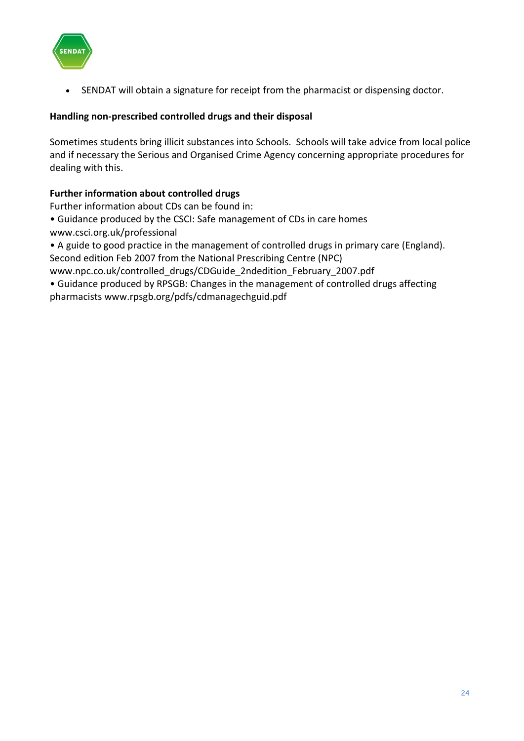- SENDAT will obtain a signature for receipt from the pharmacist or dispensing doctor.

**Handling non-prescribed controlled drugs and their disposal**

Sometimes students bring illicit substances into Schools. Schools will take advice from local police and if necessary the Serious and Organised Crime Agency concerning appropriate procedures for dealing with this.

**Further information about controlled drugs**

Further information about CDs can be found in:

- Guidance produced by the CSCI: Safe management of CDs in care homes www.csci.org.uk/professional
- A guide to good practice in the management of controlled drugs in primary care (England). Second edition Feb 2007 from the National Prescribing Centre (NPC) www.npc.co.uk/controlled_drugs/CDGuide_2ndedition_February_2007.pdf
- Guidance produced by RPSGB: Changes in the management of controlled drugs affecting pharmacists www.rpsgb.org/pdfs/cdmanagechguid.pdf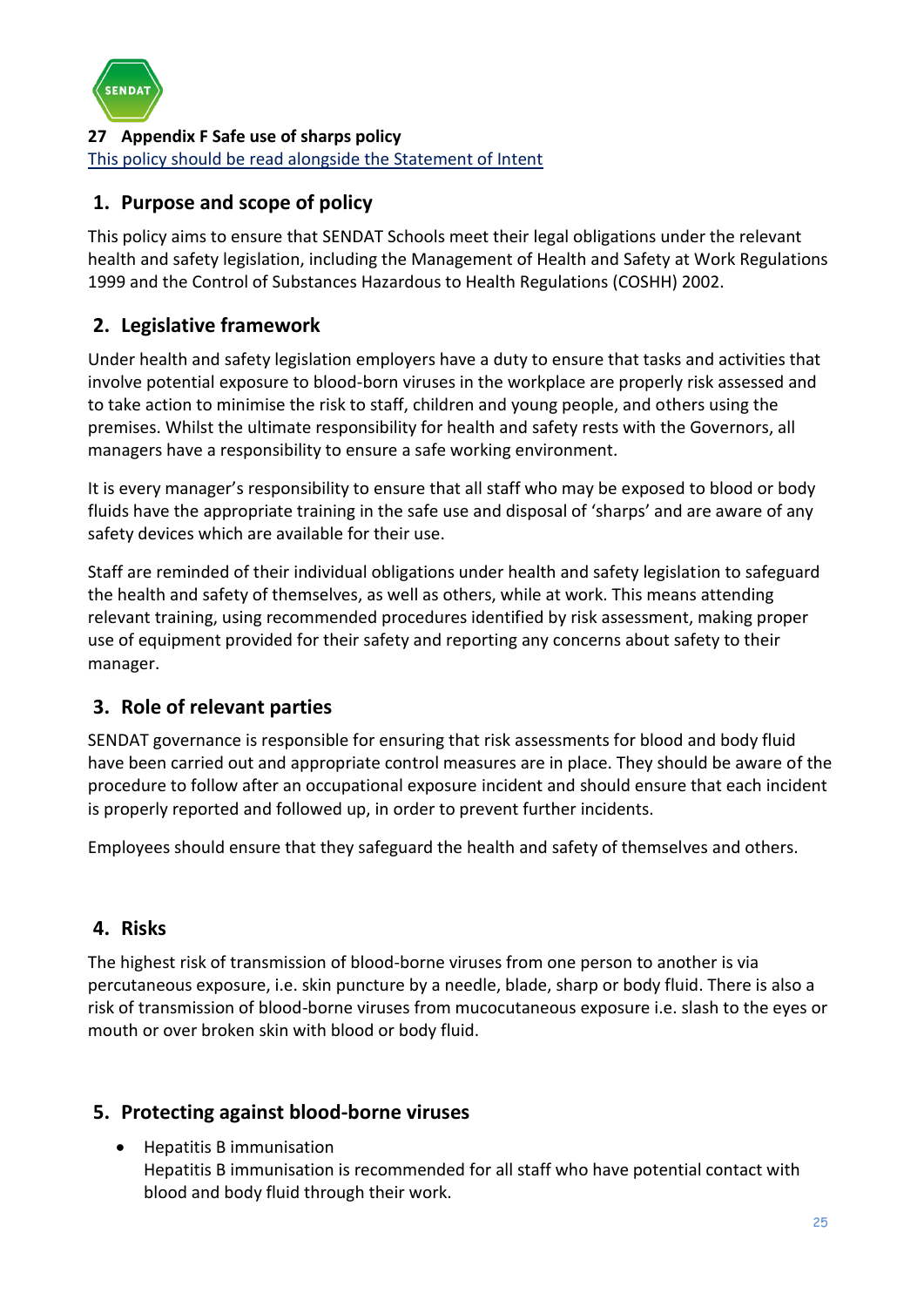## 27 Appendix F Safe use of sharps policy

This policy should be read alongside the Statement of Intent

### 1. Purpose and scope of policy

This policy aims to ensure that SENDAT Schools meet their legal obligations under the relevant health and safety legislation, including the Management of Health and Safety at Work Regulations 1999 and the Control of Substances Hazardous to Health Regulations (COSHH) 2002.

### 2. Legislative framework

Under health and safety legislation employers have a duty to ensure that tasks and activities that involve potential exposure to blood-born viruses in the workplace are properly risk assessed and to take action to minimise the risk to staff, children and young people, and others using the premises. Whilst the ultimate responsibility for health and safety rests with the Governors, all managers have a responsibility to ensure a safe working environment.

It is every manager's responsibility to ensure that all staff who may be exposed to blood or body fluids have the appropriate training in the safe use and disposal of 'sharps' and are aware of any safety devices which are available for their use.

Staff are reminded of their individual obligations under health and safety legislation to safeguard the health and safety of themselves, as well as others, while at work. This means attending relevant training, using recommended procedures identified by risk assessment, making proper use of equipment provided for their safety and reporting any concerns about safety to their manager.

### 3. Role of relevant parties

SENDAT governance is responsible for ensuring that risk assessments for blood and body fluid have been carried out and appropriate control measures are in place. They should be aware of the procedure to follow after an occupational exposure incident and should ensure that each incident is properly reported and followed up, in order to prevent further incidents.

Employees should ensure that they safeguard the health and safety of themselves and others.

### 4. Risks

The highest risk of transmission of blood-borne viruses from one person to another is via percutaneous exposure, i.e. skin puncture by a needle, blade, sharp or body fluid. There is also a risk of transmission of blood-borne viruses from mucocutaneous exposure i.e. slash to the eyes or mouth or over broken skin with blood or body fluid.

### 5. Protecting against blood-borne viruses

- Hepatitis B immunisation
  Hepatitis B immunisation is recommended for all staff who have potential contact with blood and body fluid through their work.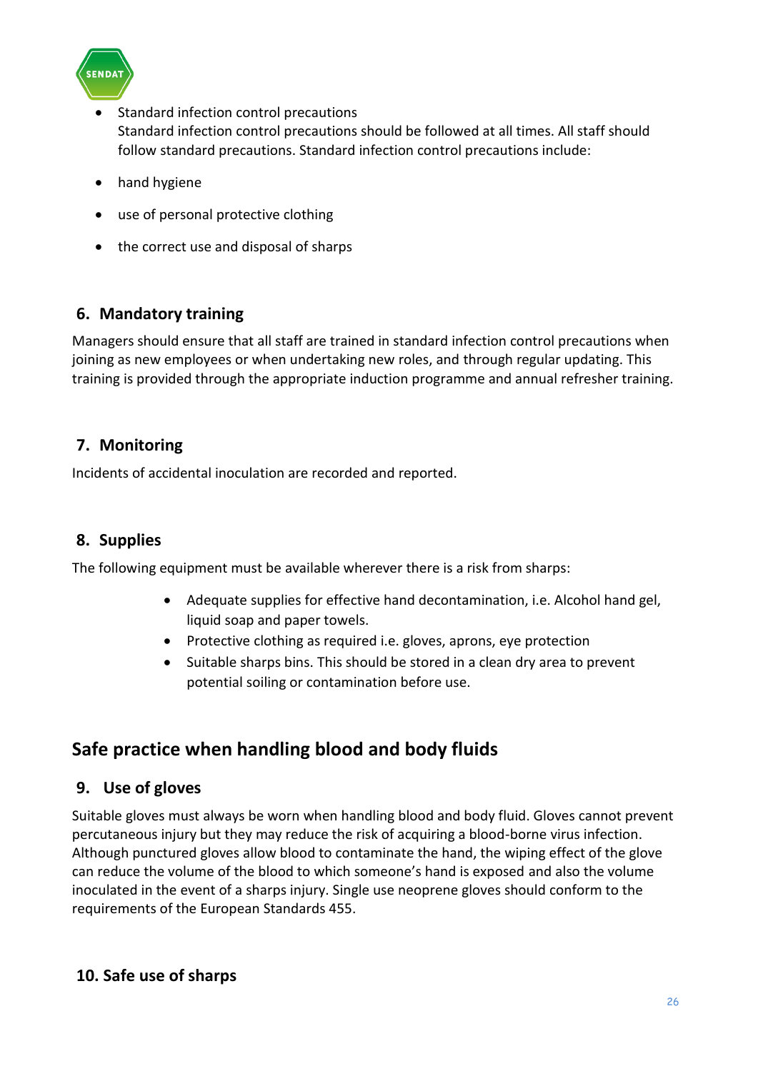- Standard infection control precautions
  Standard infection control precautions should be followed at all times. All staff should follow standard precautions. Standard infection control precautions include:
- hand hygiene
- use of personal protective clothing
- the correct use and disposal of sharps

## 6. Mandatory training

Managers should ensure that all staff are trained in standard infection control precautions when joining as new employees or when undertaking new roles, and through regular updating. This training is provided through the appropriate induction programme and annual refresher training.

## 7. Monitoring

Incidents of accidental inoculation are recorded and reported.

## 8. Supplies

The following equipment must be available wherever there is a risk from sharps:

- Adequate supplies for effective hand decontamination, i.e. Alcohol hand gel, liquid soap and paper towels.
- Protective clothing as required i.e. gloves, aprons, eye protection
- Suitable sharps bins. This should be stored in a clean dry area to prevent potential soiling or contamination before use.

# Safe practice when handling blood and body fluids

## 9. Use of gloves

Suitable gloves must always be worn when handling blood and body fluid. Gloves cannot prevent percutaneous injury but they may reduce the risk of acquiring a blood-borne virus infection. Although punctured gloves allow blood to contaminate the hand, the wiping effect of the glove can reduce the volume of the blood to which someone's hand is exposed and also the volume inoculated in the event of a sharps injury. Single use neoprene gloves should conform to the requirements of the European Standards 455.

## 10. Safe use of sharps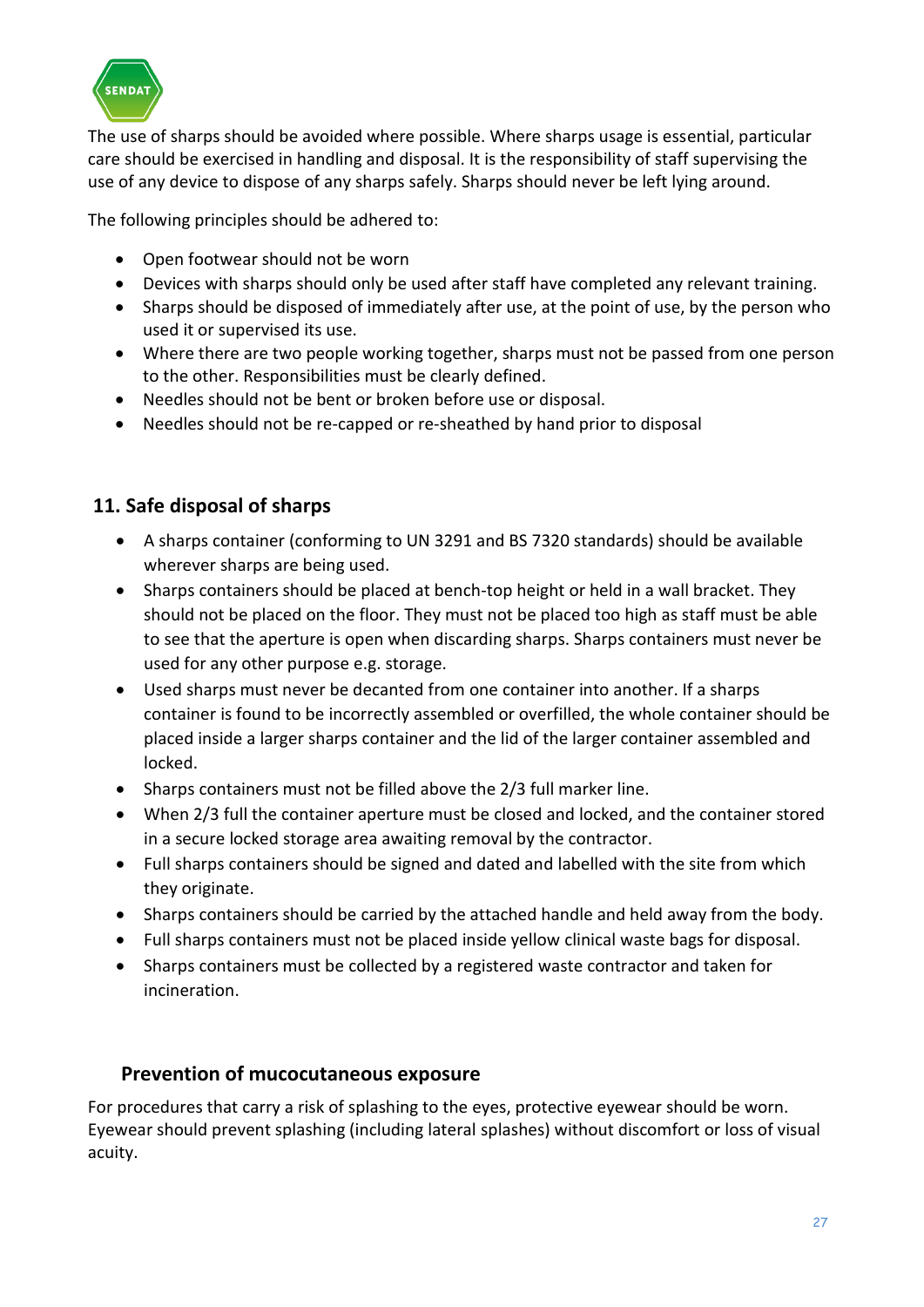The use of sharps should be avoided where possible. Where sharps usage is essential, particular care should be exercised in handling and disposal. It is the responsibility of staff supervising the use of any device to dispose of any sharps safely. Sharps should never be left lying around.

The following principles should be adhered to:

- Open footwear should not be worn
- Devices with sharps should only be used after staff have completed any relevant training.
- Sharps should be disposed of immediately after use, at the point of use, by the person who used it or supervised its use.
- Where there are two people working together, sharps must not be passed from one person to the other. Responsibilities must be clearly defined.
- Needles should not be bent or broken before use or disposal.
- Needles should not be re-capped or re-sheathed by hand prior to disposal

## 11. Safe disposal of sharps

- A sharps container (conforming to UN 3291 and BS 7320 standards) should be available wherever sharps are being used.
- Sharps containers should be placed at bench-top height or held in a wall bracket. They should not be placed on the floor. They must not be placed too high as staff must be able to see that the aperture is open when discarding sharps. Sharps containers must never be used for any other purpose e.g. storage.
- Used sharps must never be decanted from one container into another. If a sharps container is found to be incorrectly assembled or overfilled, the whole container should be placed inside a larger sharps container and the lid of the larger container assembled and locked.
- Sharps containers must not be filled above the 2/3 full marker line.
- When 2/3 full the container aperture must be closed and locked, and the container stored in a secure locked storage area awaiting removal by the contractor.
- Full sharps containers should be signed and dated and labelled with the site from which they originate.
- Sharps containers should be carried by the attached handle and held away from the body.
- Full sharps containers must not be placed inside yellow clinical waste bags for disposal.
- Sharps containers must be collected by a registered waste contractor and taken for incineration.

### Prevention of mucocutaneous exposure

For procedures that carry a risk of splashing to the eyes, protective eyewear should be worn. Eyewear should prevent splashing (including lateral splashes) without discomfort or loss of visual acuity.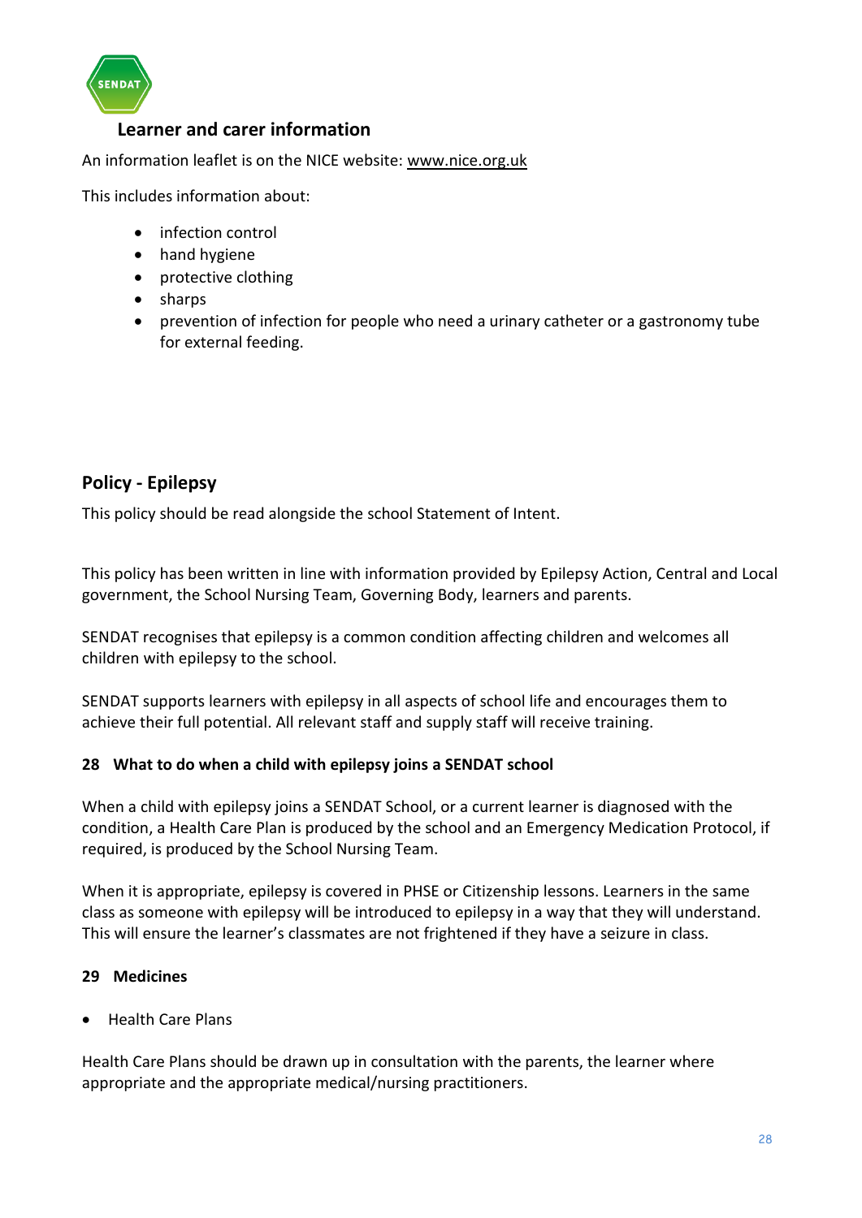### Learner and carer information

An information leaflet is on the NICE website: www.nice.org.uk

This includes information about:

- infection control
- hand hygiene
- protective clothing
- sharps
- prevention of infection for people who need a urinary catheter or a gastronomy tube for external feeding.

## Policy - Epilepsy

This policy should be read alongside the school Statement of Intent.

This policy has been written in line with information provided by Epilepsy Action, Central and Local government, the School Nursing Team, Governing Body, learners and parents.

SENDAT recognises that epilepsy is a common condition affecting children and welcomes all children with epilepsy to the school.

SENDAT supports learners with epilepsy in all aspects of school life and encourages them to achieve their full potential. All relevant staff and supply staff will receive training.

### 28 What to do when a child with epilepsy joins a SENDAT school

When a child with epilepsy joins a SENDAT School, or a current learner is diagnosed with the condition, a Health Care Plan is produced by the school and an Emergency Medication Protocol, if required, is produced by the School Nursing Team.

When it is appropriate, epilepsy is covered in PHSE or Citizenship lessons. Learners in the same class as someone with epilepsy will be introduced to epilepsy in a way that they will understand. This will ensure the learner's classmates are not frightened if they have a seizure in class.

### 29 Medicines

- Health Care Plans

Health Care Plans should be drawn up in consultation with the parents, the learner where appropriate and the appropriate medical/nursing practitioners.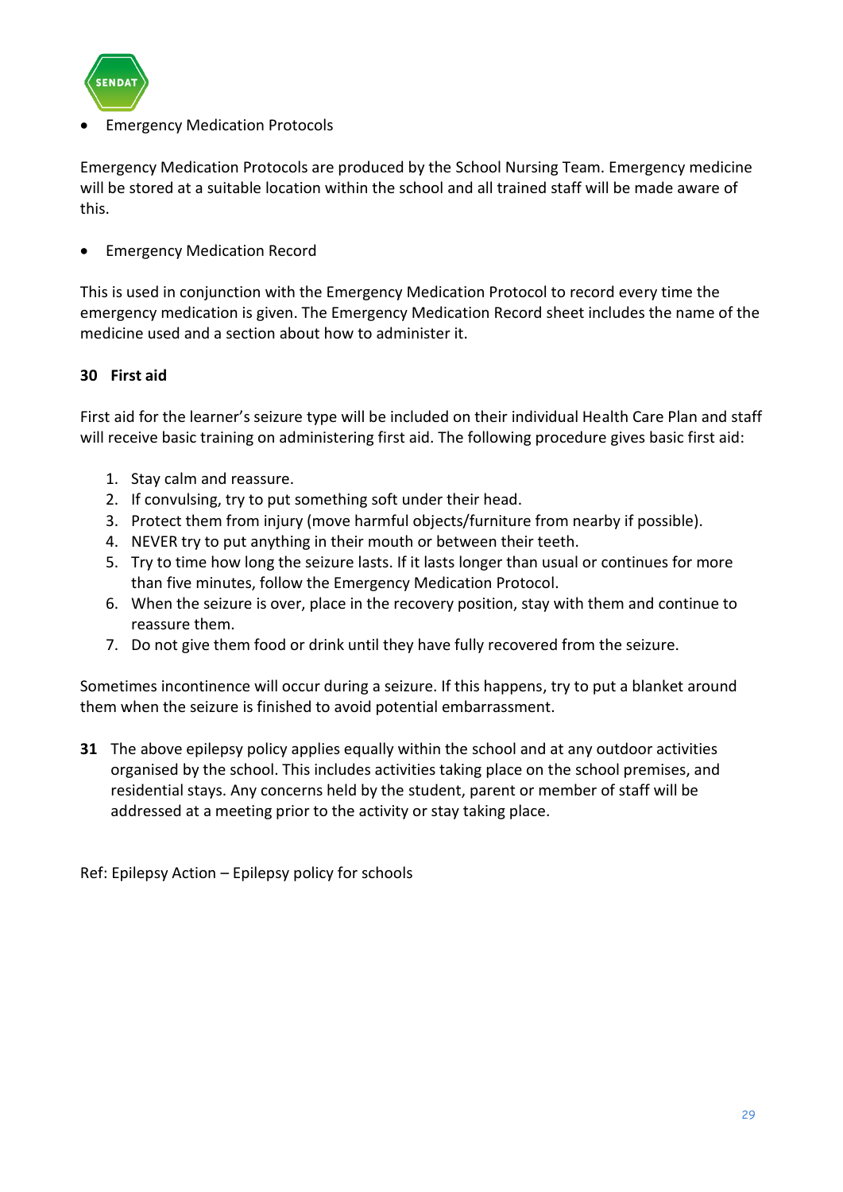- Emergency Medication Protocols

Emergency Medication Protocols are produced by the School Nursing Team. Emergency medicine will be stored at a suitable location within the school and all trained staff will be made aware of this.

- Emergency Medication Record

This is used in conjunction with the Emergency Medication Protocol to record every time the emergency medication is given. The Emergency Medication Record sheet includes the name of the medicine used and a section about how to administer it.

**30 First aid**

First aid for the learner's seizure type will be included on their individual Health Care Plan and staff will receive basic training on administering first aid. The following procedure gives basic first aid:

1. Stay calm and reassure.
2. If convulsing, try to put something soft under their head.
3. Protect them from injury (move harmful objects/furniture from nearby if possible).
4. NEVER try to put anything in their mouth or between their teeth.
5. Try to time how long the seizure lasts. If it lasts longer than usual or continues for more than five minutes, follow the Emergency Medication Protocol.
6. When the seizure is over, place in the recovery position, stay with them and continue to reassure them.
7. Do not give them food or drink until they have fully recovered from the seizure.

Sometimes incontinence will occur during a seizure. If this happens, try to put a blanket around them when the seizure is finished to avoid potential embarrassment.

**31** The above epilepsy policy applies equally within the school and at any outdoor activities organised by the school. This includes activities taking place on the school premises, and residential stays. Any concerns held by the student, parent or member of staff will be addressed at a meeting prior to the activity or stay taking place.

Ref: Epilepsy Action – Epilepsy policy for schools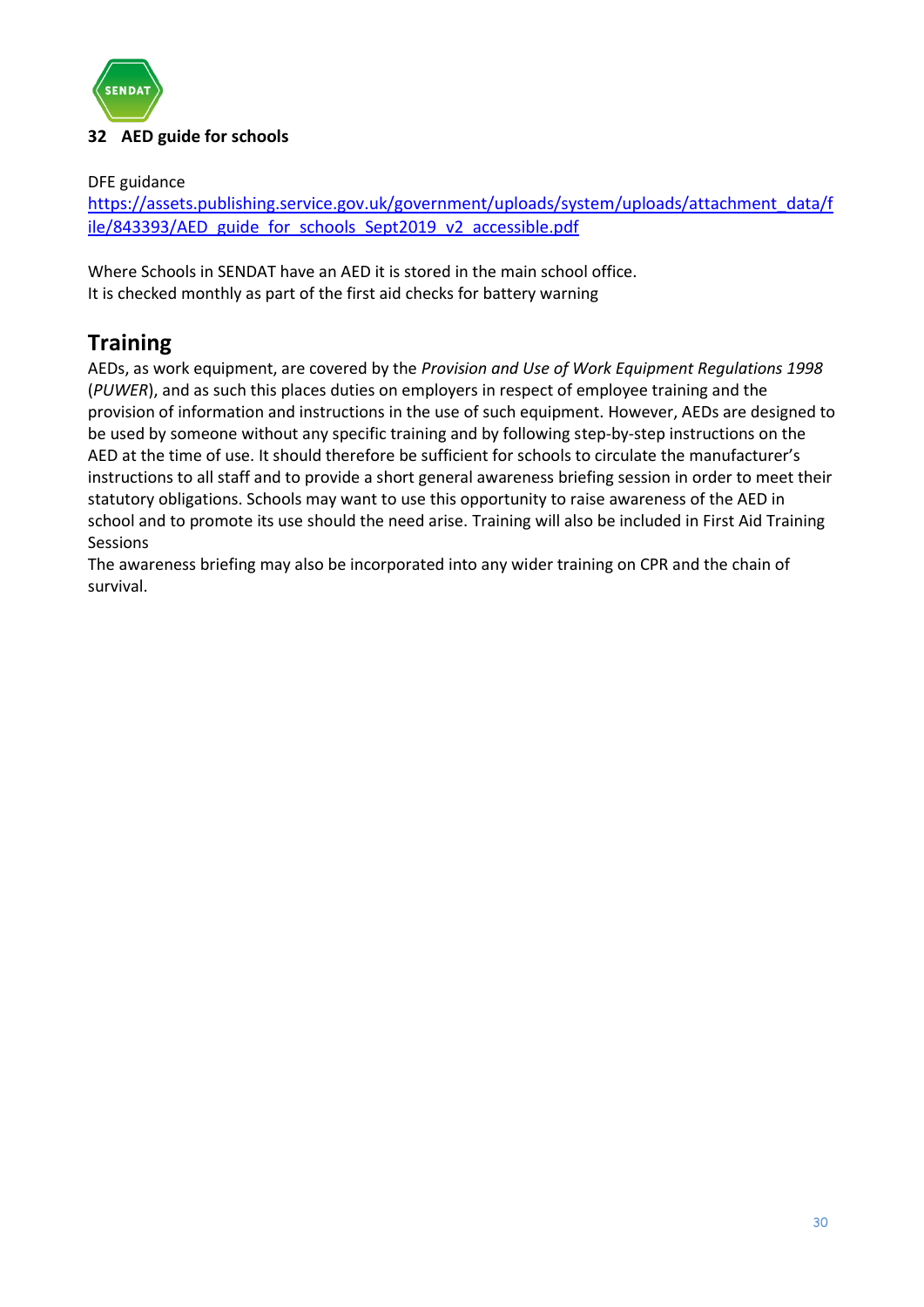## 32 AED guide for schools

DFE guidance
https://assets.publishing.service.gov.uk/government/uploads/system/uploads/attachment_data/file/843393/AED_guide_for_schools_Sept2019_v2_accessible.pdf

Where Schools in SENDAT have an AED it is stored in the main school office.
It is checked monthly as part of the first aid checks for battery warning

## Training

AEDs, as work equipment, are covered by the *Provision and Use of Work Equipment Regulations 1998* (*PUWER*), and as such this places duties on employers in respect of employee training and the provision of information and instructions in the use of such equipment. However, AEDs are designed to be used by someone without any specific training and by following step-by-step instructions on the AED at the time of use. It should therefore be sufficient for schools to circulate the manufacturer's instructions to all staff and to provide a short general awareness briefing session in order to meet their statutory obligations. Schools may want to use this opportunity to raise awareness of the AED in school and to promote its use should the need arise. Training will also be included in First Aid Training Sessions
The awareness briefing may also be incorporated into any wider training on CPR and the chain of survival.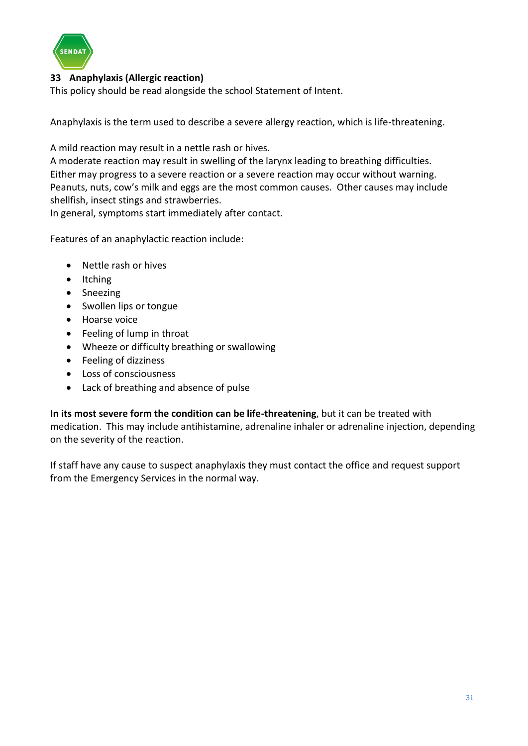SENDAT

## 33 Anaphylaxis (Allergic reaction)

This policy should be read alongside the school Statement of Intent.

Anaphylaxis is the term used to describe a severe allergy reaction, which is life-threatening.

A mild reaction may result in a nettle rash or hives.
A moderate reaction may result in swelling of the larynx leading to breathing difficulties.
Either may progress to a severe reaction or a severe reaction may occur without warning.
Peanuts, nuts, cow's milk and eggs are the most common causes. Other causes may include shellfish, insect stings and strawberries.
In general, symptoms start immediately after contact.

Features of an anaphylactic reaction include:

- Nettle rash or hives
- Itching
- Sneezing
- Swollen lips or tongue
- Hoarse voice
- Feeling of lump in throat
- Wheeze or difficulty breathing or swallowing
- Feeling of dizziness
- Loss of consciousness
- Lack of breathing and absence of pulse

**In its most severe form the condition can be life-threatening**, but it can be treated with medication. This may include antihistamine, adrenaline inhaler or adrenaline injection, depending on the severity of the reaction.

If staff have any cause to suspect anaphylaxis they must contact the office and request support from the Emergency Services in the normal way.